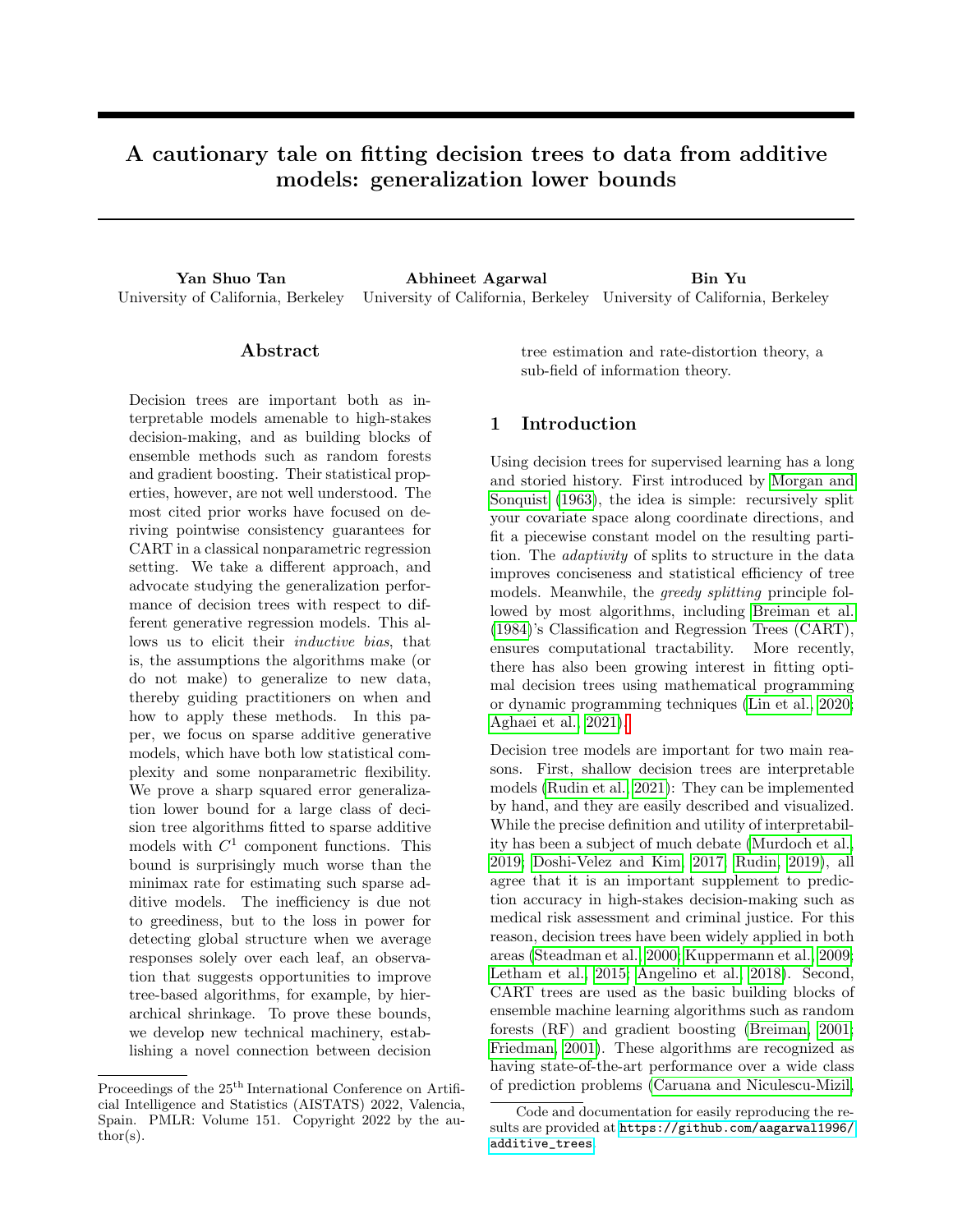# A cautionary tale on fitting decision trees to data from additive models: generalization lower bounds

**Yan Shuo Tan**
University of California, Berkeley

**Abhineet Agarwal**
University of California, Berkeley

**Bin Yu**
University of California, Berkeley

## Abstract

Decision trees are important both as interpretable models amenable to high-stakes decision-making, and as building blocks of ensemble methods such as random forests and gradient boosting. Their statistical properties, however, are not well understood. The most cited prior works have focused on deriving pointwise consistency guarantees for CART in a classical nonparametric regression setting. We take a different approach, and advocate studying the generalization performance of decision trees with respect to different generative regression models. This allows us to elicit their *inductive bias*, that is, the assumptions the algorithms make (or do not make) to generalize to new data, thereby guiding practitioners on when and how to apply these methods. In this paper, we focus on sparse additive generative models, which have both low statistical complexity and some nonparametric flexibility. We prove a sharp squared error generalization lower bound for a large class of decision tree algorithms fitted to sparse additive models with $C^1$ component functions. This bound is surprisingly much worse than the minimax rate for estimating such sparse additive models. The inefficiency is due not to greediness, but to the loss in power for detecting global structure when we average responses solely over each leaf, an observation that suggests opportunities to improve tree-based algorithms, for example, by hierarchical shrinkage. To prove these bounds, we develop new technical machinery, establishing a novel connection between decision tree estimation and rate-distortion theory, a sub-field of information theory.

## 1 Introduction

Using decision trees for supervised learning has a long and storied history. First introduced by Morgan and Sonquist (1963), the idea is simple: recursively split your covariate space along coordinate directions, and fit a piecewise constant model on the resulting partition. The *adaptivity* of splits to structure in the data improves conciseness and statistical efficiency of tree models. Meanwhile, the *greedy splitting* principle followed by most algorithms, including Breiman et al. (1984)'s Classification and Regression Trees (CART), ensures computational tractability. More recently, there has also been growing interest in fitting optimal decision trees using mathematical programming or dynamic programming techniques (Lin et al., 2020; Aghaei et al., 2021).[1]

Decision tree models are important for two main reasons. First, shallow decision trees are interpretable models (Rudin et al., 2021): They can be implemented by hand, and they are easily described and visualized. While the precise definition and utility of interpretability has been a subject of much debate (Murdoch et al., 2019; Doshi-Velez and Kim, 2017; Rudin, 2019), all agree that it is an important supplement to prediction accuracy in high-stakes decision-making such as medical risk assessment and criminal justice. For this reason, decision trees have been widely applied in both areas (Steadman et al., 2000; Kuppermann et al., 2009; Letham et al., 2015; Angelino et al., 2018). Second, CART trees are used as the basic building blocks of ensemble machine learning algorithms such as random forests (RF) and gradient boosting (Breiman, 2001; Friedman, 2001). These algorithms are recognized as having state-of-the-art performance over a wide class of prediction problems (Caruana and Niculescu-Mizil,

Proceedings of the 25[th] International Conference on Artificial Intelligence and Statistics (AISTATS) 2022, Valencia, Spain. PMLR: Volume 151. Copyright 2022 by the author(s).

[1] Code and documentation for easily reproducing the results are provided at https://github.com/aagarwal1996/additive_trees.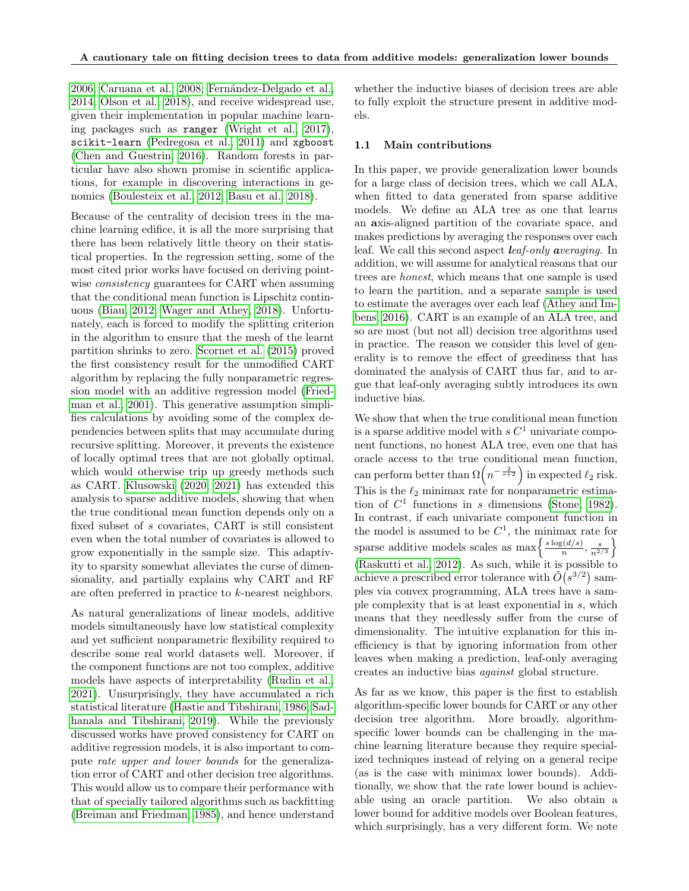2006; Caruana et al., 2008; Fernández-Delgado et al., 2014; Olson et al., 2018), and receive widespread use, given their implementation in popular machine learning packages such as `ranger` (Wright et al., 2017), `scikit-learn` (Pedregosa et al., 2011) and `xgboost` (Chen and Guestrin, 2016). Random forests in particular have also shown promise in scientific applications, for example in discovering interactions in genomics (Boulesteix et al., 2012; Basu et al., 2018).

Because of the centrality of decision trees in the machine learning edifice, it is all the more surprising that there has been relatively little theory on their statistical properties. In the regression setting, some of the most cited prior works have focused on deriving pointwise *consistency* guarantees for CART when assuming that the conditional mean function is Lipschitz continuous (Biau, 2012; Wager and Athey, 2018). Unfortunately, each is forced to modify the splitting criterion in the algorithm to ensure that the mesh of the learnt partition shrinks to zero. Scornet et al. (2015) proved the first consistency result for the unmodified CART algorithm by replacing the fully nonparametric regression model with an additive regression model (Friedman et al., 2001). This generative assumption simplifies calculations by avoiding some of the complex dependencies between splits that may accumulate during recursive splitting. Moreover, it prevents the existence of locally optimal trees that are not globally optimal, which would otherwise trip up greedy methods such as CART. Klusowski (2020, 2021) has extended this analysis to sparse additive models, showing that when the true conditional mean function depends only on a fixed subset of $s$ covariates, CART is still consistent even when the total number of covariates is allowed to grow exponentially in the sample size. This adaptivity to sparsity somewhat alleviates the curse of dimensionality, and partially explains why CART and RF are often preferred in practice to $k$-nearest neighbors.

As natural generalizations of linear models, additive models simultaneously have low statistical complexity and yet sufficient nonparametric flexibility required to describe some real world datasets well. Moreover, if the component functions are not too complex, additive models have aspects of interpretability (Rudin et al., 2021). Unsurprisingly, they have accumulated a rich statistical literature (Hastie and Tibshirani, 1986; Sadhanala and Tibshirani, 2019). While the previously discussed works have proved consistency for CART on additive regression models, it is also important to compute *rate upper and lower bounds* for the generalization error of CART and other decision tree algorithms. This would allow us to compare their performance with that of specially tailored algorithms such as backfitting (Breiman and Friedman, 1985), and hence understand whether the inductive biases of decision trees are able to fully exploit the structure present in additive models.

### 1.1 Main contributions

In this paper, we provide generalization lower bounds for a large class of decision trees, which we call ALA, when fitted to data generated from sparse additive models. We define an ALA tree as one that learns an **a**xis-aligned partition of the covariate space, and makes predictions by averaging the responses over each leaf. We call this second aspect ***l**eaf-only **a**veraging*. In addition, we will assume for analytical reasons that our trees are *honest*, which means that one sample is used to learn the partition, and a separate sample is used to estimate the averages over each leaf (Athey and Imbens, 2016). CART is an example of an ALA tree, and so are most (but not all) decision tree algorithms used in practice. The reason we consider this level of generality is to remove the effect of greediness that has dominated the analysis of CART thus far, and to argue that leaf-only averaging subtly introduces its own inductive bias.

We show that when the true conditional mean function is a sparse additive model with $s$ $C^1$ univariate component functions, no honest ALA tree, even one that has oracle access to the true conditional mean function, can perform better than $\Omega\left(n^{-\frac{2}{s+2}}\right)$ in expected $\ell_2$ risk. This is the $\ell_2$ minimax rate for nonparametric estimation of $C^1$ functions in $s$ dimensions (Stone, 1982). In contrast, if each univariate component function in the model is assumed to be $C^1$, the minimax rate for sparse additive models scales as $\max\left\{\frac{s\log(d/s)}{n}, \frac{s}{n^{2/3}}\right\}$ (Raskutti et al., 2012). As such, while it is possible to achieve a prescribed error tolerance with $\tilde{O}\left(s^{3/2}\right)$ samples via convex programming, ALA trees have a sample complexity that is at least exponential in $s$, which means that they needlessly suffer from the curse of dimensionality. The intuitive explanation for this inefficiency is that by ignoring information from other leaves when making a prediction, leaf-only averaging creates an inductive bias *against* global structure.

As far as we know, this paper is the first to establish algorithm-specific lower bounds for CART or any other decision tree algorithm. More broadly, algorithm-specific lower bounds can be challenging in the machine learning literature because they require specialized techniques instead of relying on a general recipe (as is the case with minimax lower bounds). Additionally, we show that the rate lower bound is achievable using an oracle partition. We also obtain a lower bound for additive models over Boolean features, which surprisingly, has a very different form. We note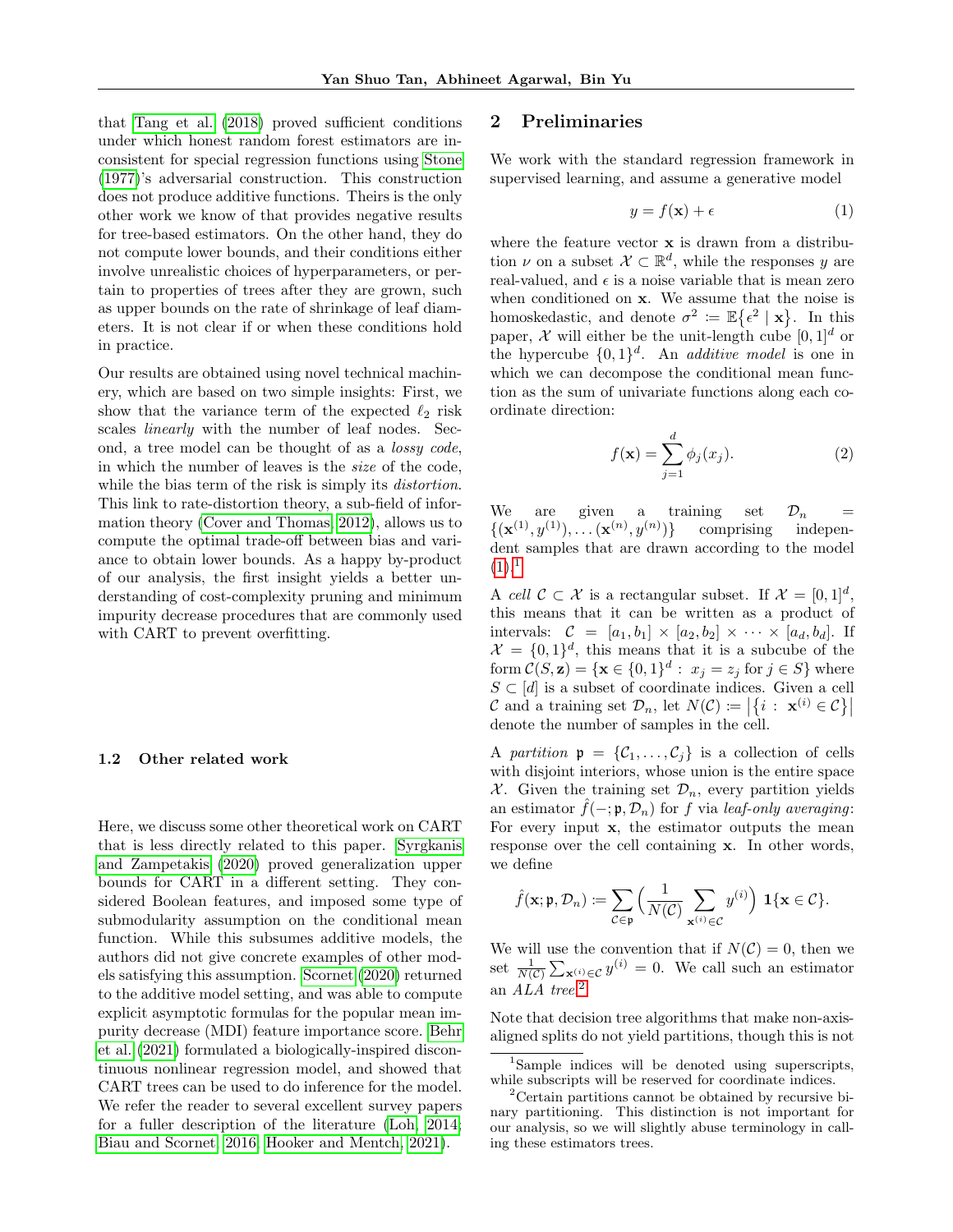that Tang et al. (2018) proved sufficient conditions under which honest random forest estimators are inconsistent for special regression functions using Stone (1977)'s adversarial construction. This construction does not produce additive functions. Theirs is the only other work we know of that provides negative results for tree-based estimators. On the other hand, they do not compute lower bounds, and their conditions either involve unrealistic choices of hyperparameters, or pertain to properties of trees after they are grown, such as upper bounds on the rate of shrinkage of leaf diameters. It is not clear if or when these conditions hold in practice.

Our results are obtained using novel technical machinery, which are based on two simple insights: First, we show that the variance term of the expected $\ell_2$ risk scales *linearly* with the number of leaf nodes. Second, a tree model can be thought of as a *lossy code*, in which the number of leaves is the *size* of the code, while the bias term of the risk is simply its *distortion*. This link to rate-distortion theory, a sub-field of information theory (Cover and Thomas, 2012), allows us to compute the optimal trade-off between bias and variance to obtain lower bounds. As a happy by-product of our analysis, the first insight yields a better understanding of cost-complexity pruning and minimum impurity decrease procedures that are commonly used with CART to prevent overfitting.

### 1.2 Other related work

Here, we discuss some other theoretical work on CART that is less directly related to this paper. Syrgkanis and Zampetakis (2020) proved generalization upper bounds for CART in a different setting. They considered Boolean features, and imposed some type of submodularity assumption on the conditional mean function. While this subsumes additive models, the authors did not give concrete examples of other models satisfying this assumption. Scornet (2020) returned to the additive model setting, and was able to compute explicit asymptotic formulas for the popular mean impurity decrease (MDI) feature importance score. Behr et al. (2021) formulated a biologically-inspired discontinuous nonlinear regression model, and showed that CART trees can be used to do inference for the model. We refer the reader to several excellent survey papers for a fuller description of the literature (Loh, 2014; Biau and Scornet, 2016; Hooker and Mentch, 2021).

## 2 Preliminaries

We work with the standard regression framework in supervised learning, and assume a generative model

$$y = f(\mathbf{x}) + \epsilon \tag{1}$$

where the feature vector $\mathbf{x}$ is drawn from a distribution $\nu$ on a subset $\mathcal{X} \subset \mathbb{R}^d$, while the responses $y$ are real-valued, and $\epsilon$ is a noise variable that is mean zero when conditioned on $\mathbf{x}$. We assume that the noise is homoskedastic, and denote $\sigma^2 := \mathbb{E}\{\epsilon^2 \mid \mathbf{x}\}$. In this paper, $\mathcal{X}$ will either be the unit-length cube $[0,1]^d$ or the hypercube $\{0,1\}^d$. An *additive model* is one in which we can decompose the conditional mean function as the sum of univariate functions along each coordinate direction:

$$f(\mathbf{x}) = \sum_{j=1}^{d} \phi_j(x_j). \tag{2}$$

We are given a training set $\mathcal{D}_n = \{(\mathbf{x}^{(1)}, y^{(1)}), \ldots (\mathbf{x}^{(n)}, y^{(n)})\}$ comprising independent samples that are drawn according to the model (1).[1]

A *cell* $\mathcal{C} \subset \mathcal{X}$ is a rectangular subset. If $\mathcal{X} = [0,1]^d$, this means that it can be written as a product of intervals: $\mathcal{C} = [a_1, b_1] \times [a_2, b_2] \times \cdots \times [a_d, b_d]$. If $\mathcal{X} = \{0,1\}^d$, this means that it is a subcube of the form $\mathcal{C}(S, \mathbf{z}) = \{\mathbf{x} \in \{0,1\}^d : x_j = z_j \text{ for } j \in S\}$ where $S \subset [d]$ is a subset of coordinate indices. Given a cell $\mathcal{C}$ and a training set $\mathcal{D}_n$, let $N(\mathcal{C}) := \left|\{i : \mathbf{x}^{(i)} \in \mathcal{C}\}\right|$ denote the number of samples in the cell.

A *partition* $\mathfrak{p} = \{\mathcal{C}_1, \ldots, \mathcal{C}_j\}$ is a collection of cells with disjoint interiors, whose union is the entire space $\mathcal{X}$. Given the training set $\mathcal{D}_n$, every partition yields an estimator $\hat{f}(-; \mathfrak{p}, \mathcal{D}_n)$ for $f$ via *leaf-only averaging*: For every input $\mathbf{x}$, the estimator outputs the mean response over the cell containing $\mathbf{x}$. In other words, we define

$$\hat{f}(\mathbf{x}; \mathfrak{p}, \mathcal{D}_n) := \sum_{\mathcal{C} \in \mathfrak{p}} \left( \frac{1}{N(\mathcal{C})} \sum_{\mathbf{x}^{(i)} \in \mathcal{C}} y^{(i)} \right) \mathbf{1}\{\mathbf{x} \in \mathcal{C}\}.$$

We will use the convention that if $N(\mathcal{C}) = 0$, then we set $\frac{1}{N(\mathcal{C})} \sum_{\mathbf{x}^{(i)} \in \mathcal{C}} y^{(i)} = 0$. We call such an estimator an *ALA tree*.[2]

Note that decision tree algorithms that make non-axis-aligned splits do not yield partitions, though this is not

[1] Sample indices will be denoted using superscripts, while subscripts will be reserved for coordinate indices.

[2] Certain partitions cannot be obtained by recursive binary partitioning. This distinction is not important for our analysis, so we will slightly abuse terminology in calling these estimators trees.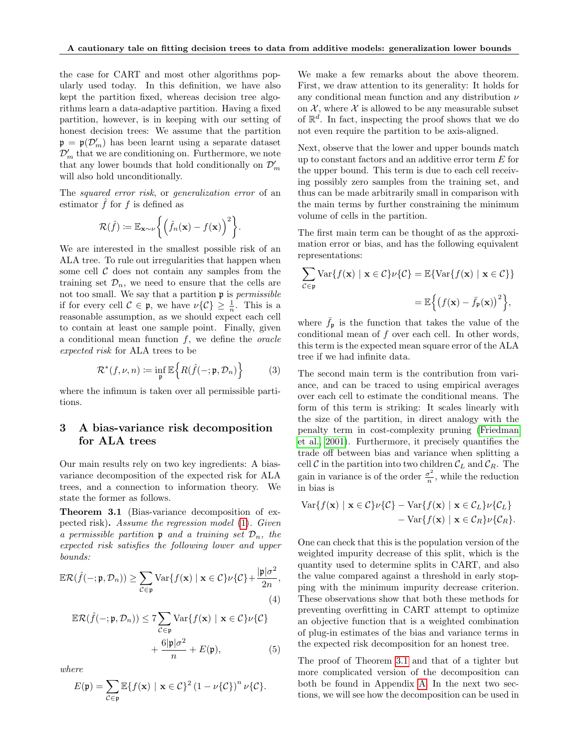the case for CART and most other algorithms popularly used today. In this definition, we have also kept the partition fixed, whereas decision tree algorithms learn a data-adaptive partition. Having a fixed partition, however, is in keeping with our setting of honest decision trees: We assume that the partition $\mathfrak{p} = \mathfrak{p}(\mathcal{D}'_m)$ has been learnt using a separate dataset $\mathcal{D}'_m$ that we are conditioning on. Furthermore, we note that any lower bounds that hold conditionally on $\mathcal{D}'_m$ will also hold unconditionally.

The *squared error risk*, or *generalization error* of an estimator $\hat{f}$ for $f$ is defined as

$$\mathcal{R}(\hat{f}) \coloneqq \mathbb{E}_{\mathbf{x}\sim\nu}\left\{\left(\hat{f}_n(\mathbf{x}) - f(\mathbf{x})\right)^2\right\}.$$

We are interested in the smallest possible risk of an ALA tree. To rule out irregularities that happen when some cell $\mathcal{C}$ does not contain any samples from the training set $\mathcal{D}_n$, we need to ensure that the cells are not too small. We say that a partition $\mathfrak{p}$ is *permissible* if for every cell $\mathcal{C} \in \mathfrak{p}$, we have $\nu\{\mathcal{C}\} \geq \frac{1}{n}$. This is a reasonable assumption, as we should expect each cell to contain at least one sample point. Finally, given a conditional mean function $f$, we define the *oracle expected risk* for ALA trees to be

$$\mathcal{R}^*(f, \nu, n) \coloneqq \inf_{\mathfrak{p}} \mathbb{E}\left\{R(\hat{f}(-;\mathfrak{p}, \mathcal{D}_n)\right\} \tag{3}$$

where the infimum is taken over all permissible partitions.

## 3 A bias-variance risk decomposition for ALA trees

Our main results rely on two key ingredients: A bias-variance decomposition of the expected risk for ALA trees, and a connection to information theory. We state the former as follows.

**Theorem 3.1** (Bias-variance decomposition of expected risk)**.** *Assume the regression model (1). Given a permissible partition $\mathfrak{p}$ and a training set $\mathcal{D}_n$, the expected risk satisfies the following lower and upper bounds:*

$$\mathbb{E}\mathcal{R}(\hat{f}(-;\mathfrak{p}, \mathcal{D}_n)) \geq \sum_{\mathcal{C}\in\mathfrak{p}} \operatorname{Var}\{f(\mathbf{x}) \mid \mathbf{x} \in \mathcal{C}\}\nu\{\mathcal{C}\} + \frac{|\mathfrak{p}|\sigma^2}{2n}, \tag{4}$$

$$\mathbb{E}\mathcal{R}(\hat{f}(-;\mathfrak{p}, \mathcal{D}_n)) \leq 7\sum_{\mathcal{C}\in\mathfrak{p}} \operatorname{Var}\{f(\mathbf{x}) \mid \mathbf{x} \in \mathcal{C}\}\nu\{\mathcal{C}\} + \frac{6|\mathfrak{p}|\sigma^2}{n} + E(\mathfrak{p}), \tag{5}$$

*where*

$$E(\mathfrak{p}) = \sum_{\mathcal{C}\in\mathfrak{p}} \mathbb{E}\{f(\mathbf{x}) \mid \mathbf{x} \in \mathcal{C}\}^2 \left(1 - \nu\{\mathcal{C}\}\right)^n \nu\{\mathcal{C}\}.$$

We make a few remarks about the above theorem. First, we draw attention to its generality: It holds for any conditional mean function and any distribution $\nu$ on $\mathcal{X}$, where $\mathcal{X}$ is allowed to be any measurable subset of $\mathbb{R}^d$. In fact, inspecting the proof shows that we do not even require the partition to be axis-aligned.

Next, observe that the lower and upper bounds match up to constant factors and an additive error term $E$ for the upper bound. This term is due to each cell receiving possibly zero samples from the training set, and thus can be made arbitrarily small in comparison with the main terms by further constraining the minimum volume of cells in the partition.

The first main term can be thought of as the approximation error or bias, and has the following equivalent representations:

$$\begin{aligned}\sum_{\mathcal{C}\in\mathfrak{p}} \operatorname{Var}\{f(\mathbf{x}) \mid \mathbf{x} \in \mathcal{C}\}\nu\{\mathcal{C}\} &= \mathbb{E}\{\operatorname{Var}\{f(\mathbf{x}) \mid \mathbf{x} \in \mathcal{C}\}\} \\ &= \mathbb{E}\left\{\left(f(\mathbf{x}) - \bar{f}_{\mathfrak{p}}(\mathbf{x})\right)^2\right\},\end{aligned}$$

where $\bar{f}_{\mathfrak{p}}$ is the function that takes the value of the conditional mean of $f$ over each cell. In other words, this term is the expected mean square error of the ALA tree if we had infinite data.

The second main term is the contribution from variance, and can be traced to using empirical averages over each cell to estimate the conditional means. The form of this term is striking: It scales linearly with the size of the partition, in direct analogy with the penalty term in cost-complexity pruning (Friedman et al., 2001). Furthermore, it precisely quantifies the trade off between bias and variance when splitting a cell $\mathcal{C}$ in the partition into two children $\mathcal{C}_L$ and $\mathcal{C}_R$. The gain in variance is of the order $\frac{\sigma^2}{n}$, while the reduction in bias is

$$\begin{aligned}\operatorname{Var}\{f(\mathbf{x}) \mid \mathbf{x} \in \mathcal{C}\}\nu\{\mathcal{C}\} - \operatorname{Var}\{f(\mathbf{x}) \mid \mathbf{x} \in \mathcal{C}_L\}\nu\{\mathcal{C}_L\} \\ - \operatorname{Var}\{f(\mathbf{x}) \mid \mathbf{x} \in \mathcal{C}_R\}\nu\{\mathcal{C}_R\}.\end{aligned}$$

One can check that this is the population version of the weighted impurity decrease of this split, which is the quantity used to determine splits in CART, and also the value compared against a threshold in early stopping with the minimum impurity decrease criterion. These observations show that both these methods for preventing overfitting in CART attempt to optimize an objective function that is a weighted combination of plug-in estimates of the bias and variance terms in the expected risk decomposition for an honest tree.

The proof of Theorem 3.1 and that of a tighter but more complicated version of the decomposition can both be found in Appendix A. In the next two sections, we will see how the decomposition can be used in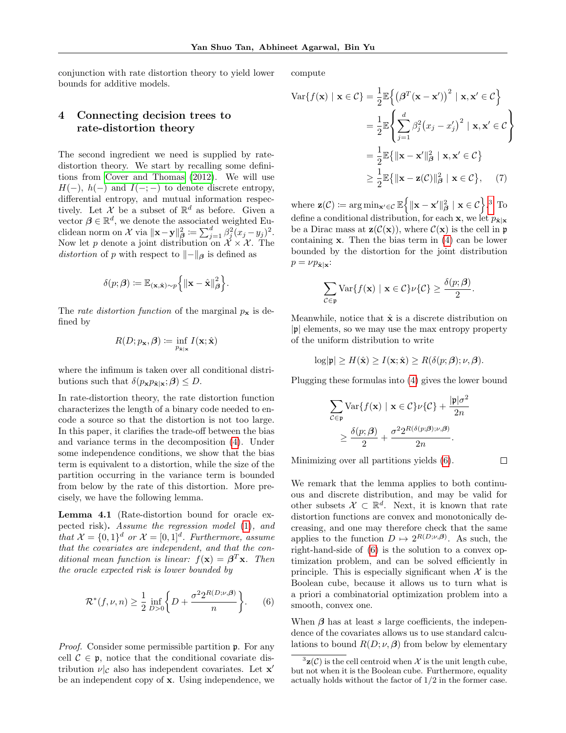conjunction with rate distortion theory to yield lower bounds for additive models.

## 4 Connecting decision trees to rate-distortion theory

The second ingredient we need is supplied by rate-distortion theory. We start by recalling some definitions from Cover and Thomas (2012). We will use $H(-)$, $h(-)$ and $I(-;-)$ to denote discrete entropy, differential entropy, and mutual information respectively. Let $\mathcal{X}$ be a subset of $\mathbb{R}^d$ as before. Given a vector $\boldsymbol{\beta} \in \mathbb{R}^d$, we denote the associated weighted Euclidean norm on $\mathcal{X}$ via $\|\mathbf{x}-\mathbf{y}\|_{\boldsymbol{\beta}}^2 := \sum_{j=1}^d \beta_j^2(x_j - y_j)^2$. Now let $p$ denote a joint distribution on $\mathcal{X} \times \mathcal{X}$. The *distortion* of $p$ with respect to $\|-\|_{\boldsymbol{\beta}}$ is defined as

$$\delta(p;\boldsymbol{\beta}) := \mathbb{E}_{(\mathbf{x},\hat{\mathbf{x}})\sim p}\Big\{\|\mathbf{x}-\hat{\mathbf{x}}\|_{\boldsymbol{\beta}}^2\Big\}.$$

The *rate distortion function* of the marginal $p_{\mathbf{x}}$ is defined by

$$R(D;p_{\mathbf{x}},\boldsymbol{\beta}) := \inf_{p_{\hat{\mathbf{x}}|\mathbf{x}}} I(\mathbf{x};\hat{\mathbf{x}})$$

where the infimum is taken over all conditional distributions such that $\delta(p_{\mathbf{x}}p_{\hat{\mathbf{x}}|\mathbf{x}};\boldsymbol{\beta}) \leq D$.

In rate-distortion theory, the rate distortion function characterizes the length of a binary code needed to encode a source so that the distortion is not too large. In this paper, it clarifies the trade-off between the bias and variance terms in the decomposition (4). Under some independence conditions, we show that the bias term is equivalent to a distortion, while the size of the partition occurring in the variance term is bounded from below by the rate of this distortion. More precisely, we have the following lemma.

**Lemma 4.1** (Rate-distortion bound for oracle expected risk)**.** *Assume the regression model (1), and that $\mathcal{X} = \{0,1\}^d$ or $\mathcal{X} = [0,1]^d$. Furthermore, assume that the covariates are independent, and that the conditional mean function is linear: $f(\mathbf{x}) = \boldsymbol{\beta}^T\mathbf{x}$. Then the oracle expected risk is lower bounded by*

$$\mathcal{R}^*(f,\nu,n) \geq \frac{1}{2}\inf_{D>0}\bigg\{D + \frac{\sigma^2 2^{R(D;\nu,\boldsymbol{\beta})}}{n}\bigg\}. \tag{6}$$

*Proof.* Consider some permissible partition $\mathfrak{p}$. For any cell $\mathcal{C} \in \mathfrak{p}$, notice that the conditional covariate distribution $\nu|_{\mathcal{C}}$ also has independent covariates. Let $\mathbf{x}'$ be an independent copy of $\mathbf{x}$. Using independence, we compute

$$\begin{aligned}
\mathrm{Var}\{f(\mathbf{x}) \mid \mathbf{x} \in \mathcal{C}\} &= \frac{1}{2}\mathbb{E}\Big\{\big(\boldsymbol{\beta}^T(\mathbf{x}-\mathbf{x}')\big)^2 \mid \mathbf{x},\mathbf{x}' \in \mathcal{C}\Big\} \\
&= \frac{1}{2}\mathbb{E}\left\{\sum_{j=1}^d \beta_j^2\big(x_j - x_j'\big)^2 \mid \mathbf{x},\mathbf{x}' \in \mathcal{C}\right\} \\
&= \frac{1}{2}\mathbb{E}\big\{\|\mathbf{x}-\mathbf{x}'\|_{\boldsymbol{\beta}}^2 \mid \mathbf{x},\mathbf{x}' \in \mathcal{C}\big\} \\
&\geq \frac{1}{2}\mathbb{E}\big\{\|\mathbf{x}-\mathbf{z}(\mathcal{C})\|_{\boldsymbol{\beta}}^2 \mid \mathbf{x} \in \mathcal{C}\big\},
\end{aligned} \tag{7}$$

where $\mathbf{z}(\mathcal{C}) := \arg\min_{\mathbf{x}'\in\mathcal{C}} \mathbb{E}\Big\{\|\mathbf{x}-\mathbf{x}'\|_{\boldsymbol{\beta}}^2 \mid \mathbf{x} \in \mathcal{C}\Big\}$.[3] To define a conditional distribution, for each $\mathbf{x}$, we let $p_{\hat{\mathbf{x}}|\mathbf{x}}$ be a Dirac mass at $\mathbf{z}(\mathcal{C}(\mathbf{x}))$, where $\mathcal{C}(\mathbf{x})$ is the cell in $\mathfrak{p}$ containing $\mathbf{x}$. Then the bias term in (4) can be lower bounded by the distortion for the joint distribution $p = \nu p_{\hat{\mathbf{x}}|\mathbf{x}}$:

$$\sum_{\mathcal{C}\in\mathfrak{p}} \mathrm{Var}\{f(\mathbf{x}) \mid \mathbf{x} \in \mathcal{C}\}\nu\{\mathcal{C}\} \geq \frac{\delta(p;\boldsymbol{\beta})}{2}.$$

Meanwhile, notice that $\hat{\mathbf{x}}$ is a discrete distribution on $|\mathfrak{p}|$ elements, so we may use the max entropy property of the uniform distribution to write

$$\log|\mathfrak{p}| \geq H(\hat{\mathbf{x}}) \geq I(\mathbf{x};\hat{\mathbf{x}}) \geq R(\delta(p;\boldsymbol{\beta});\nu,\boldsymbol{\beta}).$$

Plugging these formulas into (4) gives the lower bound

$$\begin{aligned}
\sum_{\mathcal{C}\in\mathfrak{p}} \mathrm{Var}\{f(\mathbf{x}) \mid \mathbf{x} \in \mathcal{C}\}\nu\{\mathcal{C}\} + \frac{|\mathfrak{p}|\sigma^2}{2n} \\
\geq \frac{\delta(p;\boldsymbol{\beta})}{2} + \frac{\sigma^2 2^{R(\delta(p;\boldsymbol{\beta});\nu,\boldsymbol{\beta})}}{2n}.
\end{aligned}$$

Minimizing over all partitions yields (6). $\square$

We remark that the lemma applies to both continuous and discrete distribution, and may be valid for other subsets $\mathcal{X} \subset \mathbb{R}^d$. Next, it is known that rate distortion functions are convex and monotonically decreasing, and one may therefore check that the same applies to the function $D \mapsto 2^{R(D;\nu,\boldsymbol{\beta})}$. As such, the right-hand-side of (6) is the solution to a convex optimization problem, and can be solved efficiently in principle. This is especially significant when $\mathcal{X}$ is the Boolean cube, because it allows us to turn what is a priori a combinatorial optimization problem into a smooth, convex one.

When $\boldsymbol{\beta}$ has at least $s$ large coefficients, the independence of the covariates allows us to use standard calculations to bound $R(D;\nu,\boldsymbol{\beta})$ from below by elementary

[3] $\mathbf{z}(\mathcal{C})$ is the cell centroid when $\mathcal{X}$ is the unit length cube, but not when it is the Boolean cube. Furthermore, equality actually holds without the factor of $1/2$ in the former case.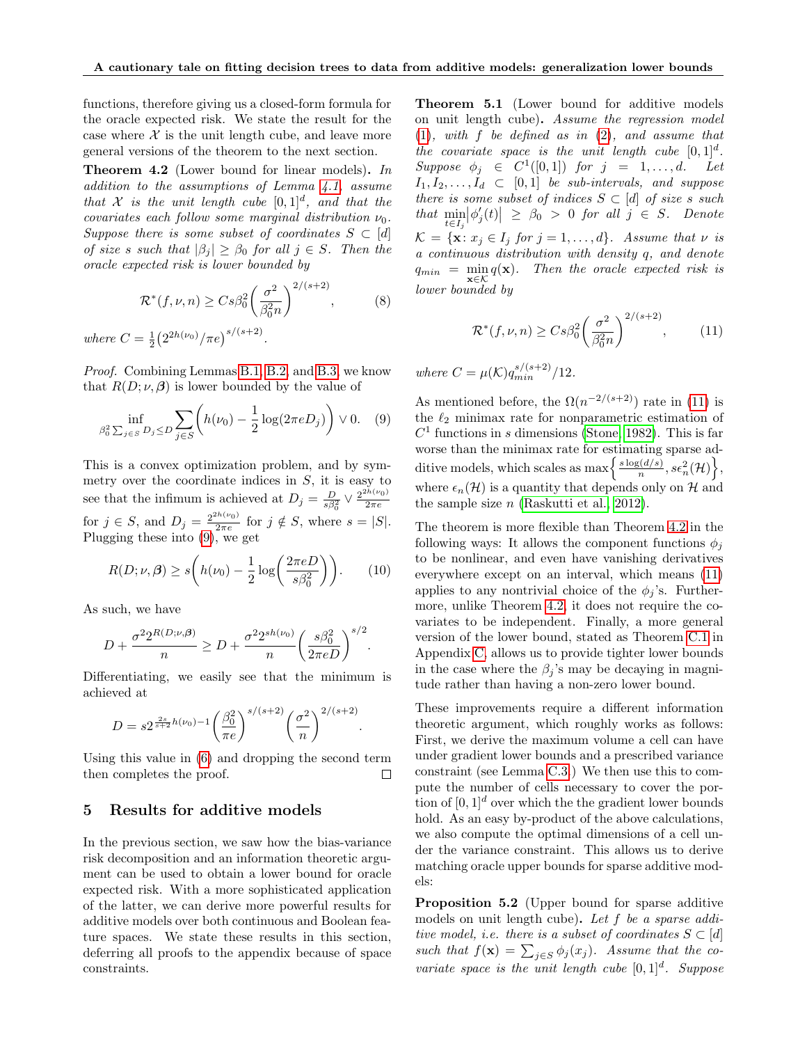functions, therefore giving us a closed-form formula for the oracle expected risk. We state the result for the case where $\mathcal{X}$ is the unit length cube, and leave more general versions of the theorem to the next section.

**Theorem 4.2** (Lower bound for linear models)**.** *In addition to the assumptions of Lemma 4.1, assume that $\mathcal{X}$ is the unit length cube $[0,1]^d$, and that the covariates each follow some marginal distribution $\nu_0$. Suppose there is some subset of coordinates $S \subset [d]$ of size $s$ such that $|\beta_j| \geq \beta_0$ for all $j \in S$. Then the oracle expected risk is lower bounded by*

$$\mathcal{R}^*(f,\nu,n) \geq Cs\beta_0^2\left(\frac{\sigma^2}{\beta_0^2 n}\right)^{2/(s+2)}, \tag{8}$$

*where $C = \frac{1}{2}\left(2^{2h(\nu_0)}/\pi e\right)^{s/(s+2)}$.*

*Proof.* Combining Lemmas B.1, B.2, and B.3, we know that $R(D;\nu,\boldsymbol{\beta})$ is lower bounded by the value of

$$\inf_{\beta_0^2\sum_{j\in S} D_j \leq D} \sum_{j\in S}\left(h(\nu_0) - \frac{1}{2}\log(2\pi e D_j)\right) \vee 0. \tag{9}$$

This is a convex optimization problem, and by symmetry over the coordinate indices in $S$, it is easy to see that the infimum is achieved at $D_j = \frac{D}{s\beta_0^2} \vee \frac{2^{2h(\nu_0)}}{2\pi e}$ for $j \in S$, and $D_j = \frac{2^{2h(\nu_0)}}{2\pi e}$ for $j \notin S$, where $s = |S|$. Plugging these into (9), we get

$$R(D;\nu,\boldsymbol{\beta}) \geq s\left(h(\nu_0) - \frac{1}{2}\log\left(\frac{2\pi e D}{s\beta_0^2}\right)\right). \tag{10}$$

As such, we have

$$D + \frac{\sigma^2 2^{R(D;\nu,\boldsymbol{\beta})}}{n} \geq D + \frac{\sigma^2 2^{sh(\nu_0)}}{n}\left(\frac{s\beta_0^2}{2\pi e D}\right)^{s/2}.$$

Differentiating, we easily see that the minimum is achieved at

$$D = s2^{\frac{2s}{s+2}h(\nu_0)-1}\left(\frac{\beta_0^2}{\pi e}\right)^{s/(s+2)}\left(\frac{\sigma^2}{n}\right)^{2/(s+2)}.$$

Using this value in (6) and dropping the second term then completes the proof. $\square$

## 5 Results for additive models

In the previous section, we saw how the bias-variance risk decomposition and an information theoretic argument can be used to obtain a lower bound for oracle expected risk. With a more sophisticated application of the latter, we can derive more powerful results for additive models over both continuous and Boolean feature spaces. We state these results in this section, deferring all proofs to the appendix because of space constraints.

**Theorem 5.1** (Lower bound for additive models on unit length cube)**.** *Assume the regression model (1), with $f$ be defined as in (2), and assume that the covariate space is the unit length cube $[0,1]^d$. Suppose $\phi_j \in C^1([0,1])$ for $j = 1,\ldots,d$. Let $I_1, I_2, \ldots, I_d \subset [0,1]$ be sub-intervals, and suppose there is some subset of indices $S \subset [d]$ of size $s$ such that $\min_{t\in I_j}|\phi_j'(t)| \geq \beta_0 > 0$ for all $j \in S$. Denote $\mathcal{K} = \{\mathbf{x}\colon x_j \in I_j \text{ for } j = 1,\ldots,d\}$. Assume that $\nu$ is a continuous distribution with density $q$, and denote $q_{min} = \min_{\mathbf{x}\in\mathcal{K}} q(\mathbf{x})$. Then the oracle expected risk is lower bounded by*

$$\mathcal{R}^*(f,\nu,n) \geq Cs\beta_0^2\left(\frac{\sigma^2}{\beta_0^2 n}\right)^{2/(s+2)}, \tag{11}$$

*where $C = \mu(\mathcal{K})q_{min}^{s/(s+2)}/12$.*

As mentioned before, the $\Omega(n^{-2/(s+2)})$ rate in (11) is the $\ell_2$ minimax rate for nonparametric estimation of $C^1$ functions in $s$ dimensions (Stone, 1982). This is far worse than the minimax rate for estimating sparse additive models, which scales as $\max\left\{\frac{s\log(d/s)}{n}, s\epsilon_n^2(\mathcal{H})\right\}$, where $\epsilon_n(\mathcal{H})$ is a quantity that depends only on $\mathcal{H}$ and the sample size $n$ (Raskutti et al., 2012).

The theorem is more flexible than Theorem 4.2 in the following ways: It allows the component functions $\phi_j$ to be nonlinear, and even have vanishing derivatives everywhere except on an interval, which means (11) applies to any nontrivial choice of the $\phi_j$'s. Furthermore, unlike Theorem 4.2, it does not require the covariates to be independent. Finally, a more general version of the lower bound, stated as Theorem C.1 in Appendix C, allows us to provide tighter lower bounds in the case where the $\beta_j$'s may be decaying in magnitude rather than having a non-zero lower bound.

These improvements require a different information theoretic argument, which roughly works as follows: First, we derive the maximum volume a cell can have under gradient lower bounds and a prescribed variance constraint (see Lemma C.3.) We then use this to compute the number of cells necessary to cover the portion of $[0,1]^d$ over which the the gradient lower bounds hold. As an easy by-product of the above calculations, we also compute the optimal dimensions of a cell under the variance constraint. This allows us to derive matching oracle upper bounds for sparse additive models:

**Proposition 5.2** (Upper bound for sparse additive models on unit length cube)**.** *Let $f$ be a sparse additive model, i.e. there is a subset of coordinates $S \subset [d]$ such that $f(\mathbf{x}) = \sum_{j\in S}\phi_j(x_j)$. Assume that the covariate space is the unit length cube $[0,1]^d$. Suppose*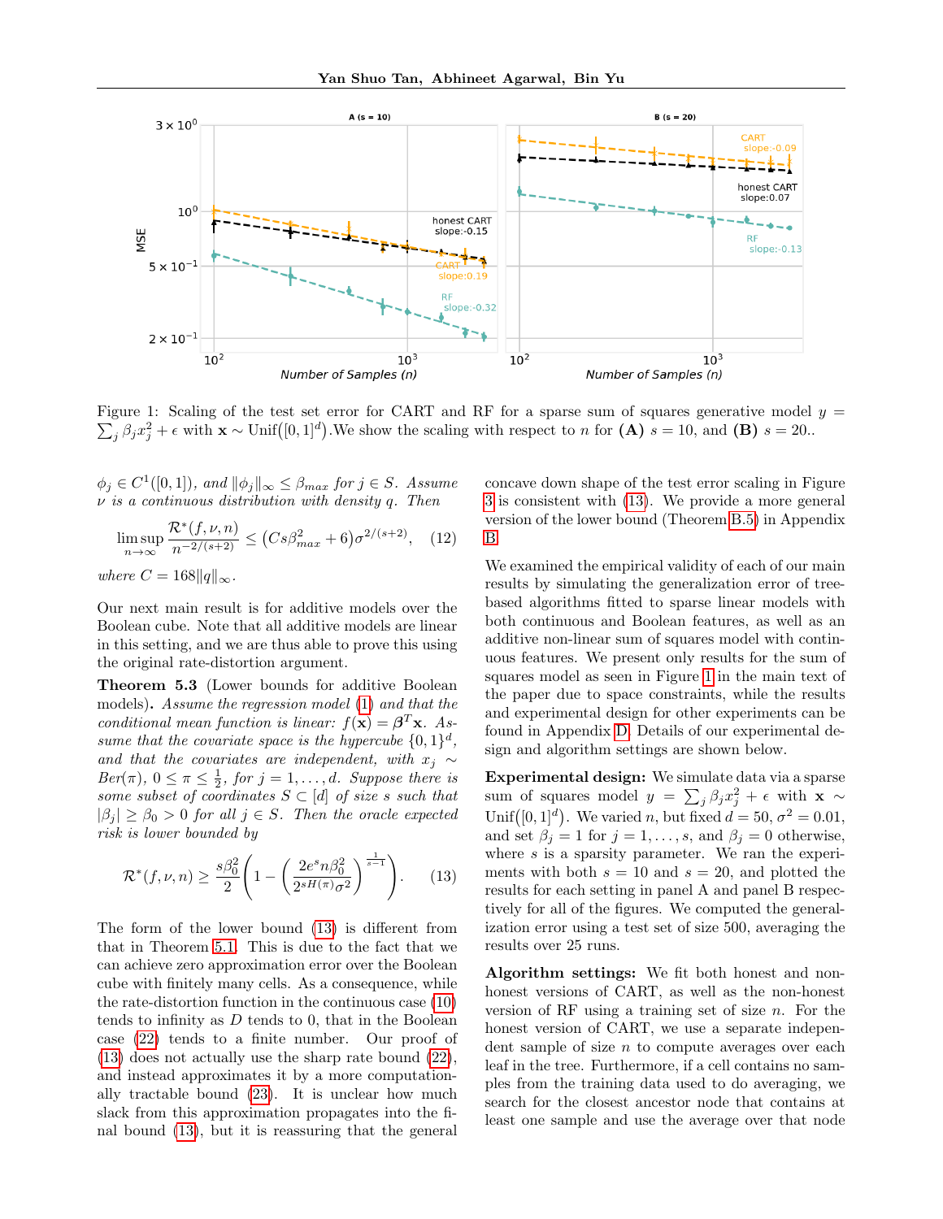Figure 1: Scaling of the test set error for CART and RF for a sparse sum of squares generative model $y = \sum_j \beta_j x_j^2 + \epsilon$ with $\mathbf{x} \sim \text{Unif}([0,1]^d)$.We show the scaling with respect to $n$ for **(A)** $s = 10$, and **(B)** $s = 20$..

$\phi_j \in C^1([0,1])$*, and* $\|\phi_j\|_\infty \leq \beta_{max}$ *for* $j \in S$*. Assume* $\nu$ *is a continuous distribution with density* $q$*. Then*

$$\limsup_{n\to\infty} \frac{\mathcal{R}^*(f,\nu,n)}{n^{-2/(s+2)}} \leq \left(Cs\beta_{max}^2 + 6\right)\sigma^{2/(s+2)}, \quad (12)$$

*where* $C = 168\|q\|_\infty$.

Our next main result is for additive models over the Boolean cube. Note that all additive models are linear in this setting, and we are thus able to prove this using the original rate-distortion argument.

**Theorem 5.3** (Lower bounds for additive Boolean models)**.** *Assume the regression model (1) and that the conditional mean function is linear:* $f(\mathbf{x}) = \boldsymbol{\beta}^T\mathbf{x}$*. Assume that the covariate space is the hypercube* $\{0,1\}^d$*, and that the covariates are independent, with* $x_j \sim Ber(\pi)$*,* $0 \leq \pi \leq \frac{1}{2}$*, for* $j = 1,\ldots,d$*. Suppose there is some subset of coordinates* $S \subset [d]$ *of size* $s$ *such that* $|\beta_j| \geq \beta_0 > 0$ *for all* $j \in S$*. Then the oracle expected risk is lower bounded by*

$$\mathcal{R}^*(f,\nu,n) \geq \frac{s\beta_0^2}{2}\left(1 - \left(\frac{2e^s n\beta_0^2}{2^{sH(\pi)}\sigma^2}\right)^{\frac{1}{s-1}}\right). \quad (13)$$

The form of the lower bound (13) is different from that in Theorem 5.1. This is due to the fact that we can achieve zero approximation error over the Boolean cube with finitely many cells. As a consequence, while the rate-distortion function in the continuous case (10) tends to infinity as $D$ tends to 0, that in the Boolean case (22) tends to a finite number. Our proof of (13) does not actually use the sharp rate bound (22), and instead approximates it by a more computationally tractable bound (23). It is unclear how much slack from this approximation propagates into the final bound (13), but it is reassuring that the general concave down shape of the test error scaling in Figure 3 is consistent with (13). We provide a more general version of the lower bound (Theorem B.5) in Appendix B.

We examined the empirical validity of each of our main results by simulating the generalization error of tree-based algorithms fitted to sparse linear models with both continuous and Boolean features, as well as an additive non-linear sum of squares model with continuous features. We present only results for the sum of squares model as seen in Figure 1 in the main text of the paper due to space constraints, while the results and experimental design for other experiments can be found in Appendix D. Details of our experimental design and algorithm settings are shown below.

**Experimental design:** We simulate data via a sparse sum of squares model $y = \sum_j \beta_j x_j^2 + \epsilon$ with $\mathbf{x} \sim \text{Unif}([0,1]^d)$. We varied $n$, but fixed $d = 50$, $\sigma^2 = 0.01$, and set $\beta_j = 1$ for $j = 1,\ldots,s$, and $\beta_j = 0$ otherwise, where $s$ is a sparsity parameter. We ran the experiments with both $s = 10$ and $s = 20$, and plotted the results for each setting in panel A and panel B respectively for all of the figures. We computed the generalization error using a test set of size 500, averaging the results over 25 runs.

**Algorithm settings:** We fit both honest and non-honest versions of CART, as well as the non-honest version of RF using a training set of size $n$. For the honest version of CART, we use a separate independent sample of size $n$ to compute averages over each leaf in the tree. Furthermore, if a cell contains no samples from the training data used to do averaging, we search for the closest ancestor node that contains at least one sample and use the average over that node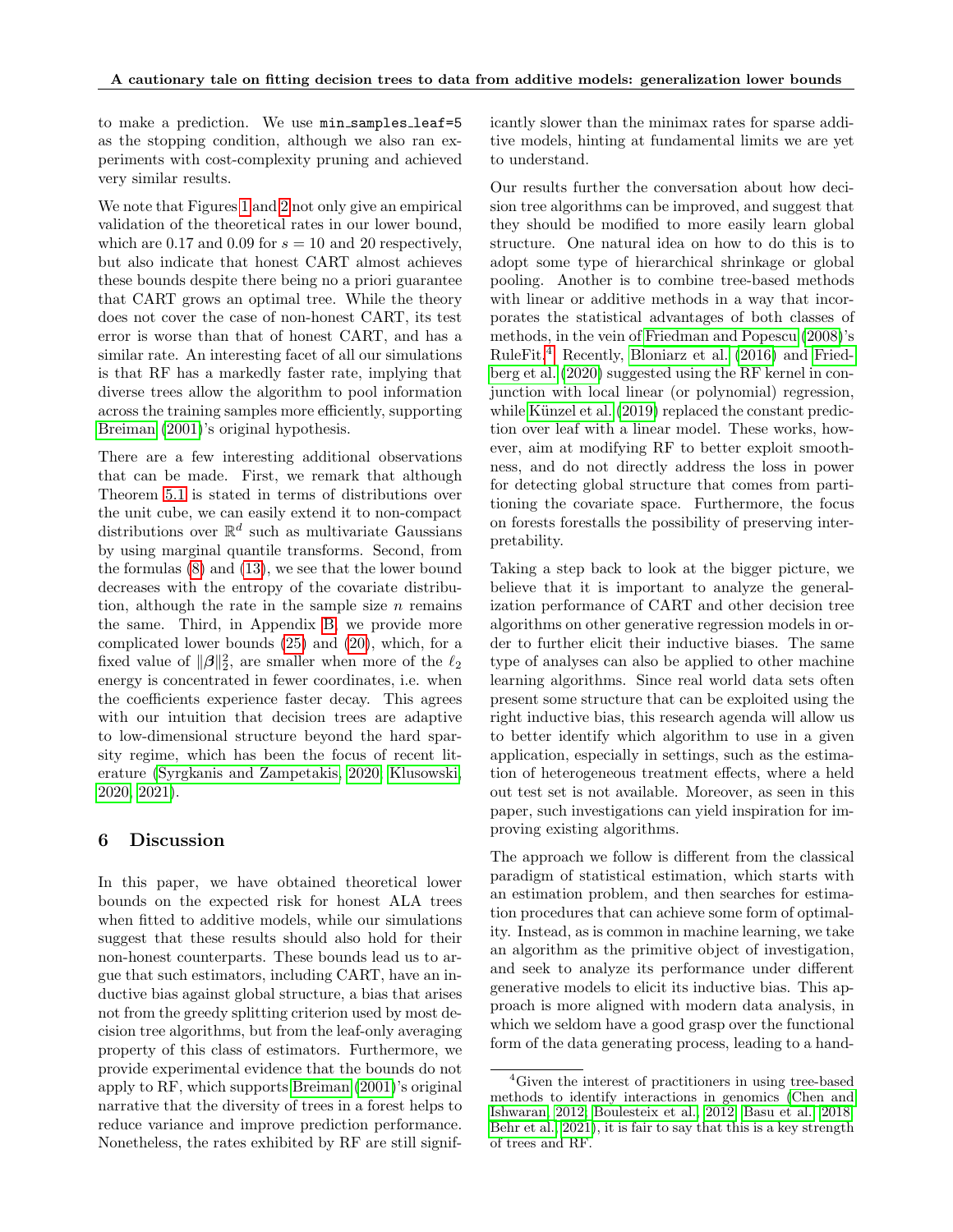to make a prediction. We use `min_samples_leaf=5` as the stopping condition, although we also ran experiments with cost-complexity pruning and achieved very similar results.

We note that Figures 1 and 2 not only give an empirical validation of the theoretical rates in our lower bound, which are 0.17 and 0.09 for $s = 10$ and 20 respectively, but also indicate that honest CART almost achieves these bounds despite there being no a priori guarantee that CART grows an optimal tree. While the theory does not cover the case of non-honest CART, its test error is worse than that of honest CART, and has a similar rate. An interesting facet of all our simulations is that RF has a markedly faster rate, implying that diverse trees allow the algorithm to pool information across the training samples more efficiently, supporting Breiman (2001)'s original hypothesis.

There are a few interesting additional observations that can be made. First, we remark that although Theorem 5.1 is stated in terms of distributions over the unit cube, we can easily extend it to non-compact distributions over $\mathbb{R}^d$ such as multivariate Gaussians by using marginal quantile transforms. Second, from the formulas (8) and (13), we see that the lower bound decreases with the entropy of the covariate distribution, although the rate in the sample size $n$ remains the same. Third, in Appendix B, we provide more complicated lower bounds (25) and (20), which, for a fixed value of $\|\boldsymbol{\beta}\|_2^2$, are smaller when more of the $\ell_2$ energy is concentrated in fewer coordinates, i.e. when the coefficients experience faster decay. This agrees with our intuition that decision trees are adaptive to low-dimensional structure beyond the hard sparsity regime, which has been the focus of recent literature (Syrgkanis and Zampetakis, 2020; Klusowski, 2020, 2021).

## 6 Discussion

In this paper, we have obtained theoretical lower bounds on the expected risk for honest ALA trees when fitted to additive models, while our simulations suggest that these results should also hold for their non-honest counterparts. These bounds lead us to argue that such estimators, including CART, have an inductive bias against global structure, a bias that arises not from the greedy splitting criterion used by most decision tree algorithms, but from the leaf-only averaging property of this class of estimators. Furthermore, we provide experimental evidence that the bounds do not apply to RF, which supports Breiman (2001)'s original narrative that the diversity of trees in a forest helps to reduce variance and improve prediction performance. Nonetheless, the rates exhibited by RF are still significantly slower than the minimax rates for sparse additive models, hinting at fundamental limits we are yet to understand.

Our results further the conversation about how decision tree algorithms can be improved, and suggest that they should be modified to more easily learn global structure. One natural idea on how to do this is to adopt some type of hierarchical shrinkage or global pooling. Another is to combine tree-based methods with linear or additive methods in a way that incorporates the statistical advantages of both classes of methods, in the vein of Friedman and Popescu (2008)'s RuleFit.[4] Recently, Bloniarz et al. (2016) and Friedberg et al. (2020) suggested using the RF kernel in conjunction with local linear (or polynomial) regression, while Künzel et al. (2019) replaced the constant prediction over leaf with a linear model. These works, however, aim at modifying RF to better exploit smoothness, and do not directly address the loss in power for detecting global structure that comes from partitioning the covariate space. Furthermore, the focus on forests forestalls the possibility of preserving interpretability.

Taking a step back to look at the bigger picture, we believe that it is important to analyze the generalization performance of CART and other decision tree algorithms on other generative regression models in order to further elicit their inductive biases. The same type of analyses can also be applied to other machine learning algorithms. Since real world data sets often present some structure that can be exploited using the right inductive bias, this research agenda will allow us to better identify which algorithm to use in a given application, especially in settings, such as the estimation of heterogeneous treatment effects, where a held out test set is not available. Moreover, as seen in this paper, such investigations can yield inspiration for improving existing algorithms.

The approach we follow is different from the classical paradigm of statistical estimation, which starts with an estimation problem, and then searches for estimation procedures that can achieve some form of optimality. Instead, as is common in machine learning, we take an algorithm as the primitive object of investigation, and seek to analyze its performance under different generative models to elicit its inductive bias. This approach is more aligned with modern data analysis, in which we seldom have a good grasp over the functional form of the data generating process, leading to a hand-

[4] Given the interest of practitioners in using tree-based methods to identify interactions in genomics (Chen and Ishwaran, 2012; Boulesteix et al., 2012; Basu et al., 2018; Behr et al., 2021), it is fair to say that this is a key strength of trees and RF.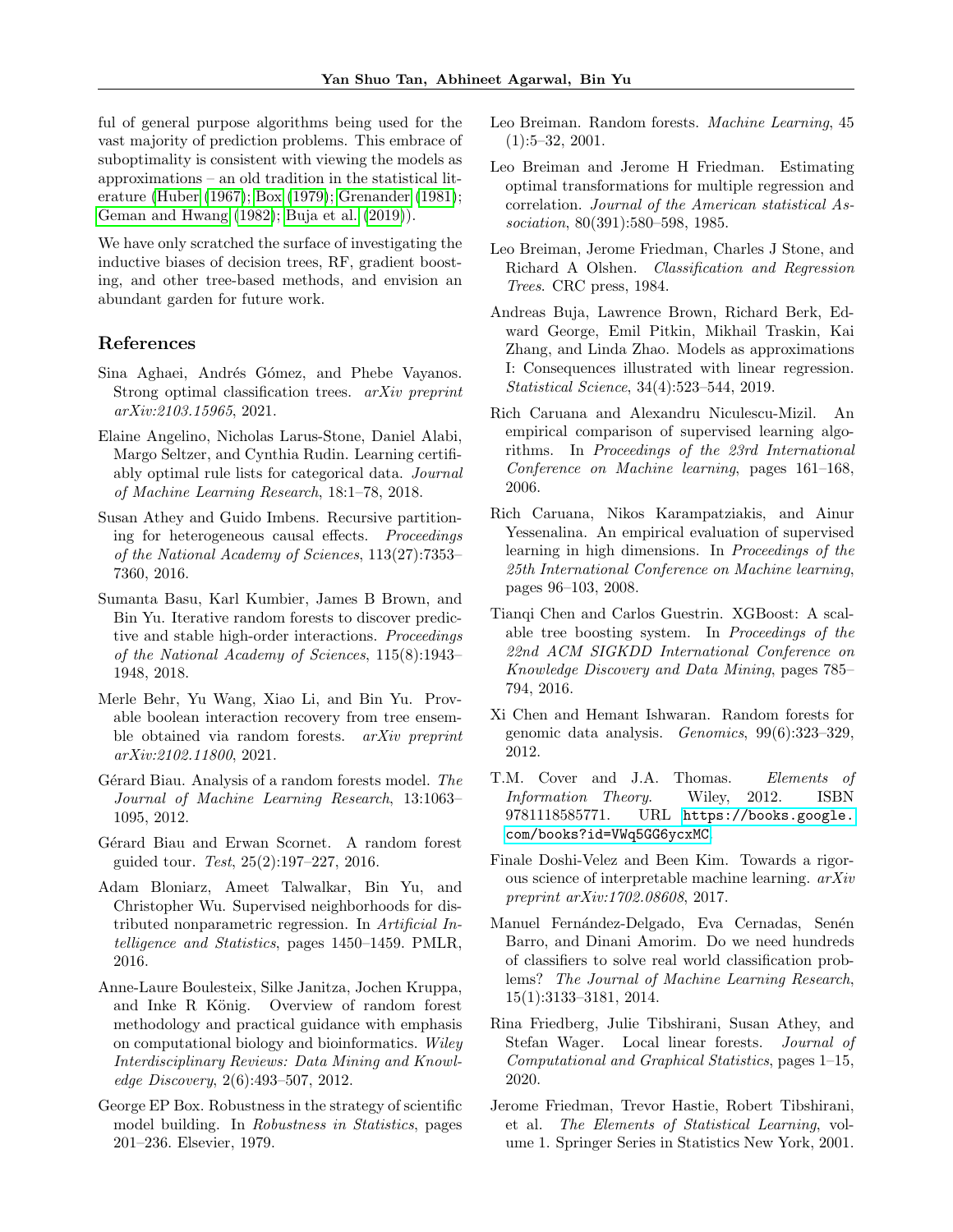ful of general purpose algorithms being used for the vast majority of prediction problems. This embrace of suboptimality is consistent with viewing the models as approximations – an old tradition in the statistical literature (Huber (1967); Box (1979); Grenander (1981); Geman and Hwang (1982); Buja et al. (2019)).

We have only scratched the surface of investigating the inductive biases of decision trees, RF, gradient boosting, and other tree-based methods, and envision an abundant garden for future work.

## References

Sina Aghaei, Andrés Gómez, and Phebe Vayanos. Strong optimal classification trees. *arXiv preprint arXiv:2103.15965*, 2021.

Elaine Angelino, Nicholas Larus-Stone, Daniel Alabi, Margo Seltzer, and Cynthia Rudin. Learning certifiably optimal rule lists for categorical data. *Journal of Machine Learning Research*, 18:1–78, 2018.

Susan Athey and Guido Imbens. Recursive partitioning for heterogeneous causal effects. *Proceedings of the National Academy of Sciences*, 113(27):7353–7360, 2016.

Sumanta Basu, Karl Kumbier, James B Brown, and Bin Yu. Iterative random forests to discover predictive and stable high-order interactions. *Proceedings of the National Academy of Sciences*, 115(8):1943–1948, 2018.

Merle Behr, Yu Wang, Xiao Li, and Bin Yu. Provable boolean interaction recovery from tree ensemble obtained via random forests. *arXiv preprint arXiv:2102.11800*, 2021.

Gérard Biau. Analysis of a random forests model. *The Journal of Machine Learning Research*, 13:1063–1095, 2012.

Gérard Biau and Erwan Scornet. A random forest guided tour. *Test*, 25(2):197–227, 2016.

Adam Bloniarz, Ameet Talwalkar, Bin Yu, and Christopher Wu. Supervised neighborhoods for distributed nonparametric regression. In *Artificial Intelligence and Statistics*, pages 1450–1459. PMLR, 2016.

Anne-Laure Boulesteix, Silke Janitza, Jochen Kruppa, and Inke R König. Overview of random forest methodology and practical guidance with emphasis on computational biology and bioinformatics. *Wiley Interdisciplinary Reviews: Data Mining and Knowledge Discovery*, 2(6):493–507, 2012.

George EP Box. Robustness in the strategy of scientific model building. In *Robustness in Statistics*, pages 201–236. Elsevier, 1979.

Leo Breiman. Random forests. *Machine Learning*, 45 (1):5–32, 2001.

Leo Breiman and Jerome H Friedman. Estimating optimal transformations for multiple regression and correlation. *Journal of the American statistical Association*, 80(391):580–598, 1985.

Leo Breiman, Jerome Friedman, Charles J Stone, and Richard A Olshen. *Classification and Regression Trees*. CRC press, 1984.

Andreas Buja, Lawrence Brown, Richard Berk, Edward George, Emil Pitkin, Mikhail Traskin, Kai Zhang, and Linda Zhao. Models as approximations I: Consequences illustrated with linear regression. *Statistical Science*, 34(4):523–544, 2019.

Rich Caruana and Alexandru Niculescu-Mizil. An empirical comparison of supervised learning algorithms. In *Proceedings of the 23rd International Conference on Machine learning*, pages 161–168, 2006.

Rich Caruana, Nikos Karampatziakis, and Ainur Yessenalina. An empirical evaluation of supervised learning in high dimensions. In *Proceedings of the 25th International Conference on Machine learning*, pages 96–103, 2008.

Tianqi Chen and Carlos Guestrin. XGBoost: A scalable tree boosting system. In *Proceedings of the 22nd ACM SIGKDD International Conference on Knowledge Discovery and Data Mining*, pages 785–794, 2016.

Xi Chen and Hemant Ishwaran. Random forests for genomic data analysis. *Genomics*, 99(6):323–329, 2012.

T.M. Cover and J.A. Thomas. *Elements of Information Theory*. Wiley, 2012. ISBN 9781118585771. URL https://books.google.com/books?id=VWq5GG6ycxMC.

Finale Doshi-Velez and Been Kim. Towards a rigorous science of interpretable machine learning. *arXiv preprint arXiv:1702.08608*, 2017.

Manuel Fernández-Delgado, Eva Cernadas, Senén Barro, and Dinani Amorim. Do we need hundreds of classifiers to solve real world classification problems? *The Journal of Machine Learning Research*, 15(1):3133–3181, 2014.

Rina Friedberg, Julie Tibshirani, Susan Athey, and Stefan Wager. Local linear forests. *Journal of Computational and Graphical Statistics*, pages 1–15, 2020.

Jerome Friedman, Trevor Hastie, Robert Tibshirani, et al. *The Elements of Statistical Learning*, volume 1. Springer Series in Statistics New York, 2001.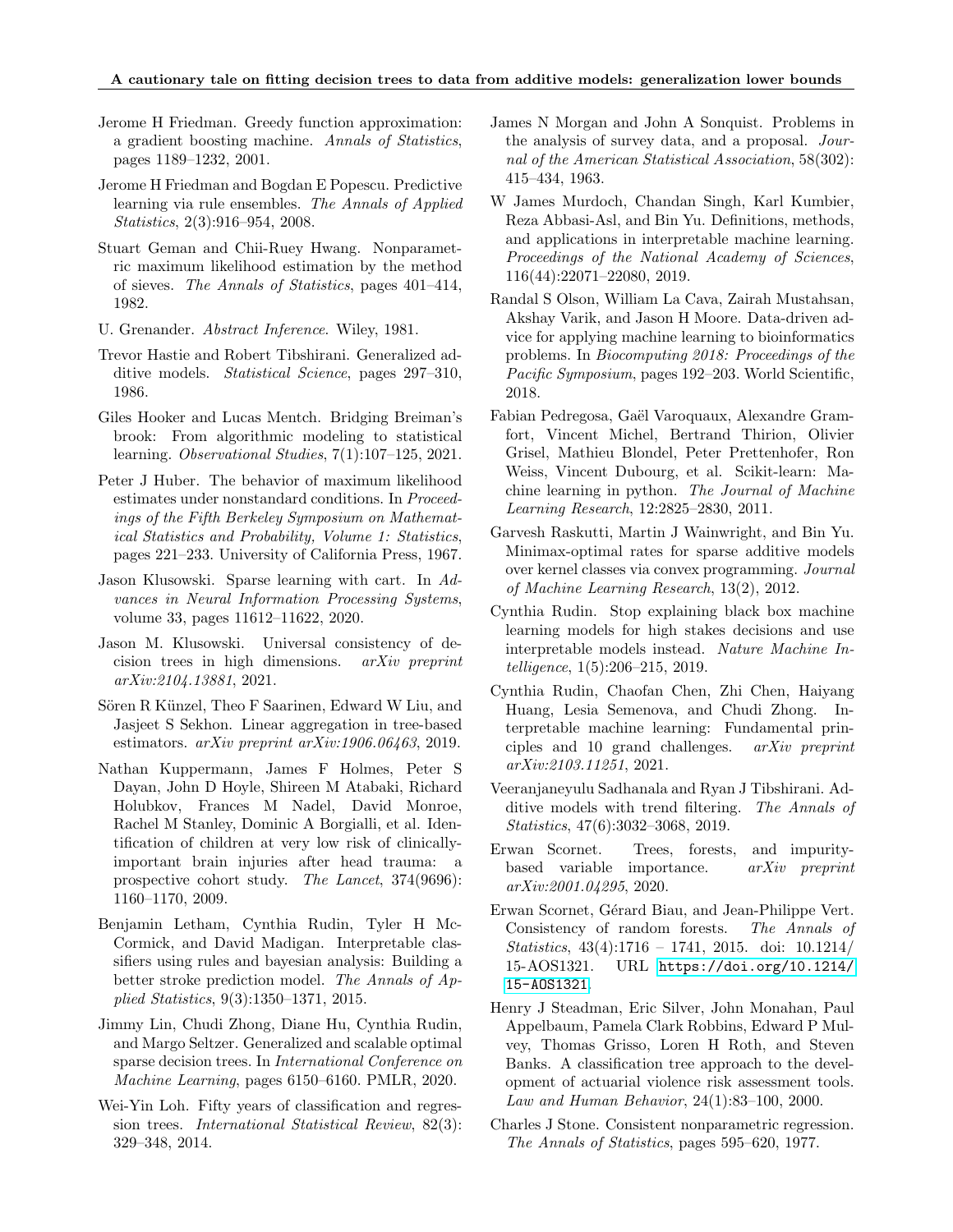Jerome H Friedman. Greedy function approximation: a gradient boosting machine. *Annals of Statistics*, pages 1189–1232, 2001.

Jerome H Friedman and Bogdan E Popescu. Predictive learning via rule ensembles. *The Annals of Applied Statistics*, 2(3):916–954, 2008.

Stuart Geman and Chii-Ruey Hwang. Nonparametric maximum likelihood estimation by the method of sieves. *The Annals of Statistics*, pages 401–414, 1982.

U. Grenander. *Abstract Inference*. Wiley, 1981.

Trevor Hastie and Robert Tibshirani. Generalized additive models. *Statistical Science*, pages 297–310, 1986.

Giles Hooker and Lucas Mentch. Bridging Breiman's brook: From algorithmic modeling to statistical learning. *Observational Studies*, 7(1):107–125, 2021.

Peter J Huber. The behavior of maximum likelihood estimates under nonstandard conditions. In *Proceedings of the Fifth Berkeley Symposium on Mathematical Statistics and Probability, Volume 1: Statistics*, pages 221–233. University of California Press, 1967.

Jason Klusowski. Sparse learning with cart. In *Advances in Neural Information Processing Systems*, volume 33, pages 11612–11622, 2020.

Jason M. Klusowski. Universal consistency of decision trees in high dimensions. *arXiv preprint arXiv:2104.13881*, 2021.

Sören R Künzel, Theo F Saarinen, Edward W Liu, and Jasjeet S Sekhon. Linear aggregation in tree-based estimators. *arXiv preprint arXiv:1906.06463*, 2019.

Nathan Kuppermann, James F Holmes, Peter S Dayan, John D Hoyle, Shireen M Atabaki, Richard Holubkov, Frances M Nadel, David Monroe, Rachel M Stanley, Dominic A Borgialli, et al. Identification of children at very low risk of clinically-important brain injuries after head trauma: a prospective cohort study. *The Lancet*, 374(9696): 1160–1170, 2009.

Benjamin Letham, Cynthia Rudin, Tyler H McCormick, and David Madigan. Interpretable classifiers using rules and bayesian analysis: Building a better stroke prediction model. *The Annals of Applied Statistics*, 9(3):1350–1371, 2015.

Jimmy Lin, Chudi Zhong, Diane Hu, Cynthia Rudin, and Margo Seltzer. Generalized and scalable optimal sparse decision trees. In *International Conference on Machine Learning*, pages 6150–6160. PMLR, 2020.

Wei-Yin Loh. Fifty years of classification and regression trees. *International Statistical Review*, 82(3): 329–348, 2014.

James N Morgan and John A Sonquist. Problems in the analysis of survey data, and a proposal. *Journal of the American Statistical Association*, 58(302): 415–434, 1963.

W James Murdoch, Chandan Singh, Karl Kumbier, Reza Abbasi-Asl, and Bin Yu. Definitions, methods, and applications in interpretable machine learning. *Proceedings of the National Academy of Sciences*, 116(44):22071–22080, 2019.

Randal S Olson, William La Cava, Zairah Mustahsan, Akshay Varik, and Jason H Moore. Data-driven advice for applying machine learning to bioinformatics problems. In *Biocomputing 2018: Proceedings of the Pacific Symposium*, pages 192–203. World Scientific, 2018.

Fabian Pedregosa, Gaël Varoquaux, Alexandre Gramfort, Vincent Michel, Bertrand Thirion, Olivier Grisel, Mathieu Blondel, Peter Prettenhofer, Ron Weiss, Vincent Dubourg, et al. Scikit-learn: Machine learning in python. *The Journal of Machine Learning Research*, 12:2825–2830, 2011.

Garvesh Raskutti, Martin J Wainwright, and Bin Yu. Minimax-optimal rates for sparse additive models over kernel classes via convex programming. *Journal of Machine Learning Research*, 13(2), 2012.

Cynthia Rudin. Stop explaining black box machine learning models for high stakes decisions and use interpretable models instead. *Nature Machine Intelligence*, 1(5):206–215, 2019.

Cynthia Rudin, Chaofan Chen, Zhi Chen, Haiyang Huang, Lesia Semenova, and Chudi Zhong. Interpretable machine learning: Fundamental principles and 10 grand challenges. *arXiv preprint arXiv:2103.11251*, 2021.

Veeranjaneyulu Sadhanala and Ryan J Tibshirani. Additive models with trend filtering. *The Annals of Statistics*, 47(6):3032–3068, 2019.

Erwan Scornet. Trees, forests, and impurity-based variable importance. *arXiv preprint arXiv:2001.04295*, 2020.

Erwan Scornet, Gérard Biau, and Jean-Philippe Vert. Consistency of random forests. *The Annals of Statistics*, 43(4):1716 – 1741, 2015. doi: 10.1214/15-AOS1321. URL https://doi.org/10.1214/15-AOS1321.

Henry J Steadman, Eric Silver, John Monahan, Paul Appelbaum, Pamela Clark Robbins, Edward P Mulvey, Thomas Grisso, Loren H Roth, and Steven Banks. A classification tree approach to the development of actuarial violence risk assessment tools. *Law and Human Behavior*, 24(1):83–100, 2000.

Charles J Stone. Consistent nonparametric regression. *The Annals of Statistics*, pages 595–620, 1977.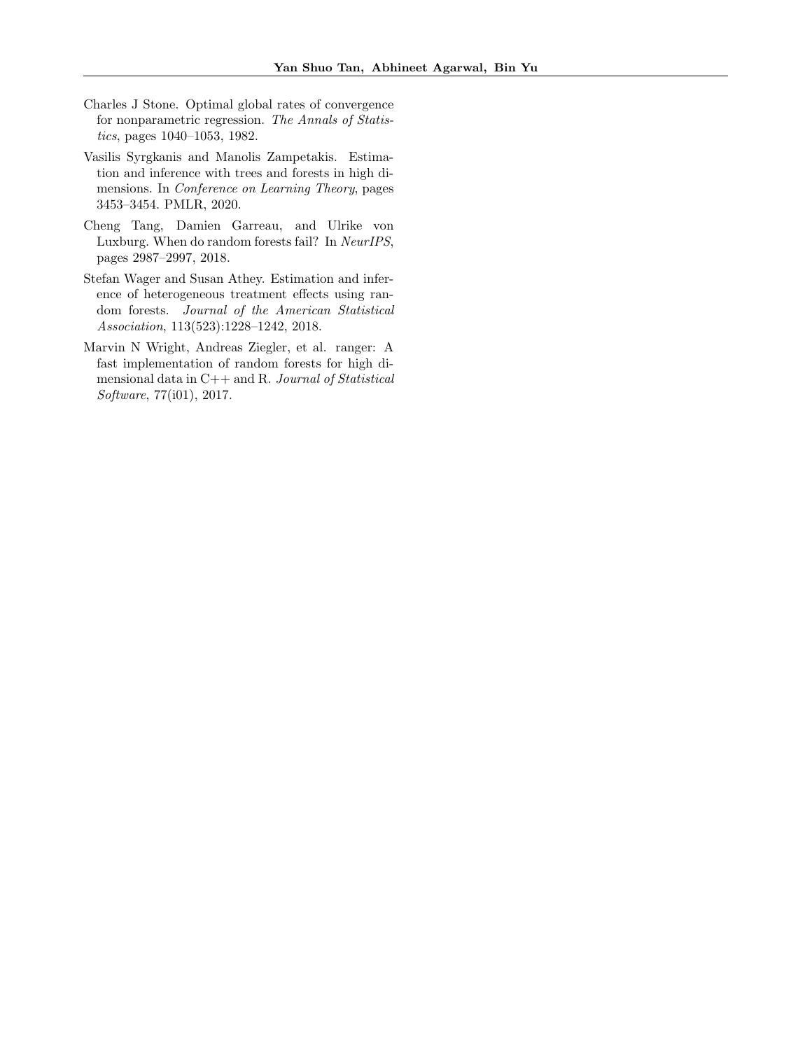Charles J Stone. Optimal global rates of convergence for nonparametric regression. *The Annals of Statistics*, pages 1040–1053, 1982.

Vasilis Syrgkanis and Manolis Zampetakis. Estimation and inference with trees and forests in high dimensions. In *Conference on Learning Theory*, pages 3453–3454. PMLR, 2020.

Cheng Tang, Damien Garreau, and Ulrike von Luxburg. When do random forests fail? In *NeurIPS*, pages 2987–2997, 2018.

Stefan Wager and Susan Athey. Estimation and inference of heterogeneous treatment effects using random forests. *Journal of the American Statistical Association*, 113(523):1228–1242, 2018.

Marvin N Wright, Andreas Ziegler, et al. ranger: A fast implementation of random forests for high dimensional data in C++ and R. *Journal of Statistical Software*, 77(i01), 2017.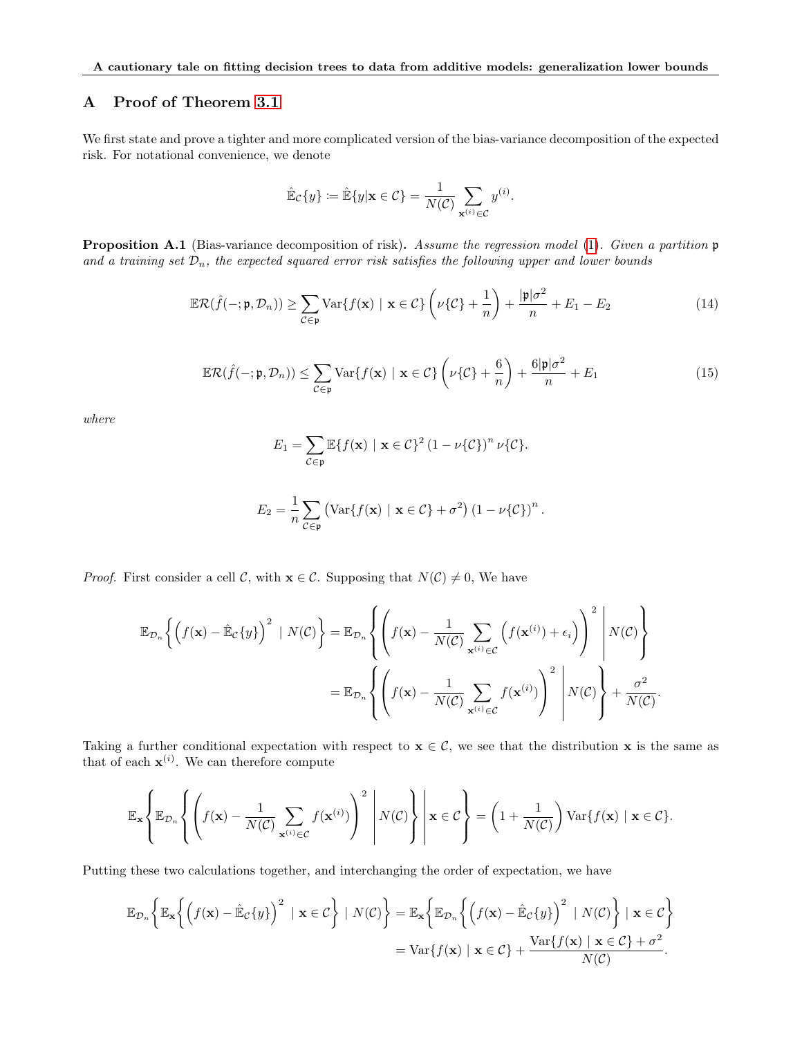## A Proof of Theorem 3.1

We first state and prove a tighter and more complicated version of the bias-variance decomposition of the expected risk. For notational convenience, we denote

$$\hat{\mathbb{E}}_{\mathcal{C}}\{y\} \coloneqq \hat{\mathbb{E}}\{y|\mathbf{x} \in \mathcal{C}\} = \frac{1}{N(\mathcal{C})} \sum_{\mathbf{x}^{(i)} \in \mathcal{C}} y^{(i)}.$$

**Proposition A.1** (Bias-variance decomposition of risk)**.** *Assume the regression model (1). Given a partition $\mathfrak{p}$ and a training set $\mathcal{D}_n$, the expected squared error risk satisfies the following upper and lower bounds*

$$\mathbb{E}\mathcal{R}(\hat{f}(-;\mathfrak{p},\mathcal{D}_n)) \geq \sum_{\mathcal{C} \in \mathfrak{p}} \operatorname{Var}\{f(\mathbf{x}) \mid \mathbf{x} \in \mathcal{C}\} \left(\nu\{\mathcal{C}\} + \frac{1}{n}\right) + \frac{|\mathfrak{p}|\sigma^2}{n} + E_1 - E_2 \tag{14}$$

$$\mathbb{E}\mathcal{R}(\hat{f}(-;\mathfrak{p},\mathcal{D}_n)) \leq \sum_{\mathcal{C} \in \mathfrak{p}} \operatorname{Var}\{f(\mathbf{x}) \mid \mathbf{x} \in \mathcal{C}\} \left(\nu\{\mathcal{C}\} + \frac{6}{n}\right) + \frac{6|\mathfrak{p}|\sigma^2}{n} + E_1 \tag{15}$$

*where*

$$E_1 = \sum_{\mathcal{C} \in \mathfrak{p}} \mathbb{E}\{f(\mathbf{x}) \mid \mathbf{x} \in \mathcal{C}\}^2 \left(1 - \nu\{\mathcal{C}\}\right)^n \nu\{\mathcal{C}\}.$$

$$E_2 = \frac{1}{n} \sum_{\mathcal{C} \in \mathfrak{p}} \left(\operatorname{Var}\{f(\mathbf{x}) \mid \mathbf{x} \in \mathcal{C}\} + \sigma^2\right)\left(1 - \nu\{\mathcal{C}\}\right)^n.$$

*Proof.* First consider a cell $\mathcal{C}$, with $\mathbf{x} \in \mathcal{C}$. Supposing that $N(\mathcal{C}) \neq 0$, We have

$$\begin{aligned}
\mathbb{E}_{\mathcal{D}_n}\left\{\left(f(\mathbf{x}) - \hat{\mathbb{E}}_{\mathcal{C}}\{y\}\right)^2 \mid N(\mathcal{C})\right\} &= \mathbb{E}_{\mathcal{D}_n}\left\{\left(f(\mathbf{x}) - \frac{1}{N(\mathcal{C})} \sum_{\mathbf{x}^{(i)} \in \mathcal{C}} \left(f(\mathbf{x}^{(i)}) + \epsilon_i\right)\right)^2 \middle| N(\mathcal{C})\right\} \\
&= \mathbb{E}_{\mathcal{D}_n}\left\{\left(f(\mathbf{x}) - \frac{1}{N(\mathcal{C})} \sum_{\mathbf{x}^{(i)} \in \mathcal{C}} f(\mathbf{x}^{(i)})\right)^2 \middle| N(\mathcal{C})\right\} + \frac{\sigma^2}{N(\mathcal{C})}.
\end{aligned}$$

Taking a further conditional expectation with respect to $\mathbf{x} \in \mathcal{C}$, we see that the distribution $\mathbf{x}$ is the same as that of each $\mathbf{x}^{(i)}$. We can therefore compute

$$\mathbb{E}_{\mathbf{x}}\left\{\mathbb{E}_{\mathcal{D}_n}\left\{\left(f(\mathbf{x}) - \frac{1}{N(\mathcal{C})} \sum_{\mathbf{x}^{(i)} \in \mathcal{C}} f(\mathbf{x}^{(i)})\right)^2 \middle| N(\mathcal{C})\right\} \middle| \mathbf{x} \in \mathcal{C}\right\} = \left(1 + \frac{1}{N(\mathcal{C})}\right) \operatorname{Var}\{f(\mathbf{x}) \mid \mathbf{x} \in \mathcal{C}\}.$$

Putting these two calculations together, and interchanging the order of expectation, we have

$$\begin{aligned}
\mathbb{E}_{\mathcal{D}_n}\left\{\mathbb{E}_{\mathbf{x}}\left\{\left(f(\mathbf{x}) - \hat{\mathbb{E}}_{\mathcal{C}}\{y\}\right)^2 \mid \mathbf{x} \in \mathcal{C}\right\} \mid N(\mathcal{C})\right\} &= \mathbb{E}_{\mathbf{x}}\left\{\mathbb{E}_{\mathcal{D}_n}\left\{\left(f(\mathbf{x}) - \hat{\mathbb{E}}_{\mathcal{C}}\{y\}\right)^2 \mid N(\mathcal{C})\right\} \mid \mathbf{x} \in \mathcal{C}\right\} \\
&= \operatorname{Var}\{f(\mathbf{x}) \mid \mathbf{x} \in \mathcal{C}\} + \frac{\operatorname{Var}\{f(\mathbf{x}) \mid \mathbf{x} \in \mathcal{C}\} + \sigma^2}{N(\mathcal{C})}.
\end{aligned}$$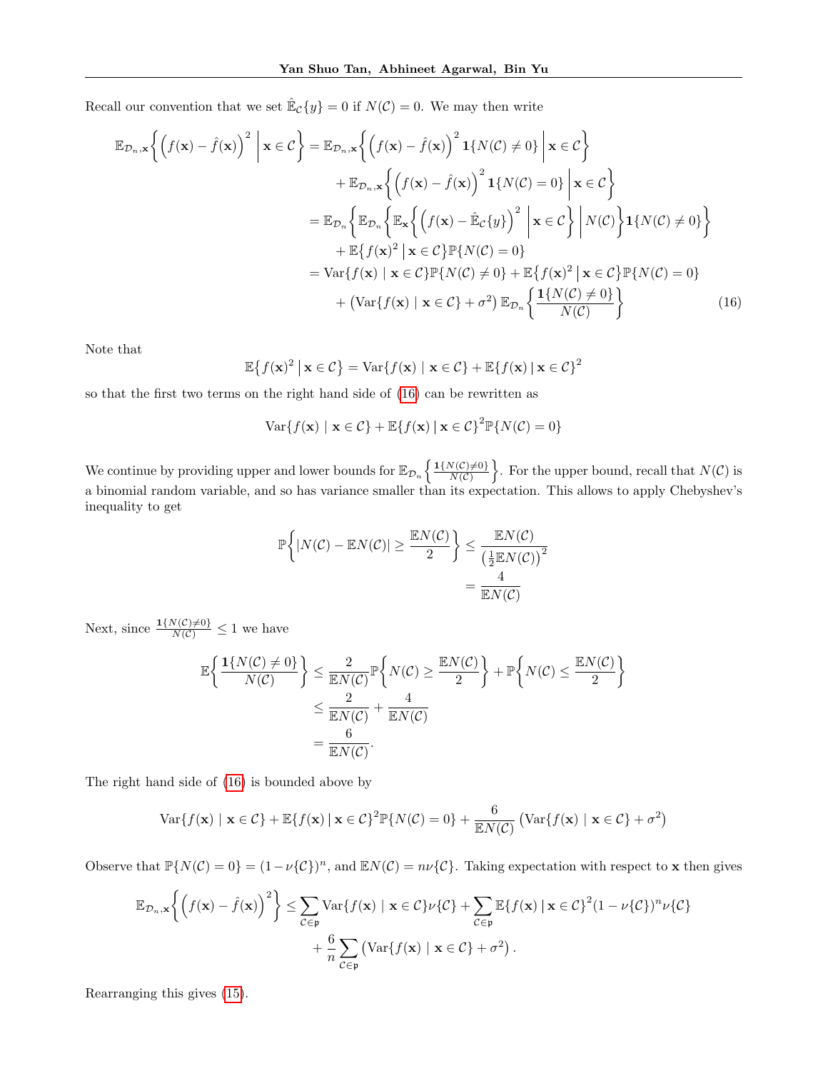Recall our convention that we set $\hat{\mathbb{E}}_{\mathcal{C}}\{y\} = 0$ if $N(\mathcal{C}) = 0$. We may then write

$$
\begin{aligned}
\mathbb{E}_{\mathcal{D}_n,\mathbf{x}}\left\{ \left( f(\mathbf{x}) - \hat{f}(\mathbf{x}) \right)^2 \,\middle|\, \mathbf{x} \in \mathcal{C} \right\} &= \mathbb{E}_{\mathcal{D}_n,\mathbf{x}}\left\{ \left( f(\mathbf{x}) - \hat{f}(\mathbf{x}) \right)^2 \mathbf{1}\{N(\mathcal{C}) \neq 0\} \,\middle|\, \mathbf{x} \in \mathcal{C} \right\} \\
&\quad + \mathbb{E}_{\mathcal{D}_n,\mathbf{x}}\left\{ \left( f(\mathbf{x}) - \hat{f}(\mathbf{x}) \right)^2 \mathbf{1}\{N(\mathcal{C}) = 0\} \,\middle|\, \mathbf{x} \in \mathcal{C} \right\} \\
&= \mathbb{E}_{\mathcal{D}_n}\left\{ \mathbb{E}_{\mathcal{D}_n}\left\{ \mathbb{E}_{\mathbf{x}}\left\{ \left( f(\mathbf{x}) - \hat{\mathbb{E}}_{\mathcal{C}}\{y\} \right)^2 \,\middle|\, \mathbf{x} \in \mathcal{C} \right\} \,\middle|\, N(\mathcal{C}) \right\} \mathbf{1}\{N(\mathcal{C}) \neq 0\} \right\} \\
&\quad + \mathbb{E}\{ f(\mathbf{x})^2 \,|\, \mathbf{x} \in \mathcal{C} \} \mathbb{P}\{N(\mathcal{C}) = 0\} \\
&= \mathrm{Var}\{f(\mathbf{x}) \mid \mathbf{x} \in \mathcal{C}\} \mathbb{P}\{N(\mathcal{C}) \neq 0\} + \mathbb{E}\{ f(\mathbf{x})^2 \,|\, \mathbf{x} \in \mathcal{C} \} \mathbb{P}\{N(\mathcal{C}) = 0\} \\
&\quad + \left( \mathrm{Var}\{f(\mathbf{x}) \mid \mathbf{x} \in \mathcal{C}\} + \sigma^2 \right) \mathbb{E}_{\mathcal{D}_n}\left\{ \frac{\mathbf{1}\{N(\mathcal{C}) \neq 0\}}{N(\mathcal{C})} \right\}
\end{aligned} \tag{16}
$$

Note that

$$
\mathbb{E}\{ f(\mathbf{x})^2 \,|\, \mathbf{x} \in \mathcal{C} \} = \mathrm{Var}\{f(\mathbf{x}) \mid \mathbf{x} \in \mathcal{C}\} + \mathbb{E}\{ f(\mathbf{x}) \,|\, \mathbf{x} \in \mathcal{C} \}^2
$$

so that the first two terms on the right hand side of (16) can be rewritten as

$$
\mathrm{Var}\{f(\mathbf{x}) \mid \mathbf{x} \in \mathcal{C}\} + \mathbb{E}\{ f(\mathbf{x}) \,|\, \mathbf{x} \in \mathcal{C} \}^2 \mathbb{P}\{N(\mathcal{C}) = 0\}
$$

We continue by providing upper and lower bounds for $\mathbb{E}_{\mathcal{D}_n}\left\{ \frac{\mathbf{1}\{N(\mathcal{C}) \neq 0\}}{N(\mathcal{C})} \right\}$. For the upper bound, recall that $N(\mathcal{C})$ is a binomial random variable, and so has variance smaller than its expectation. This allows to apply Chebyshev's inequality to get

$$
\begin{aligned}
\mathbb{P}\left\{ |N(\mathcal{C}) - \mathbb{E}N(\mathcal{C})| \geq \frac{\mathbb{E}N(\mathcal{C})}{2} \right\} &\leq \frac{\mathbb{E}N(\mathcal{C})}{\left( \frac{1}{2}\mathbb{E}N(\mathcal{C}) \right)^2} \\
&= \frac{4}{\mathbb{E}N(\mathcal{C})}
\end{aligned}
$$

Next, since $\frac{\mathbf{1}\{N(\mathcal{C}) \neq 0\}}{N(\mathcal{C})} \leq 1$ we have

$$
\begin{aligned}
\mathbb{E}\left\{ \frac{\mathbf{1}\{N(\mathcal{C}) \neq 0\}}{N(\mathcal{C})} \right\} &\leq \frac{2}{\mathbb{E}N(\mathcal{C})} \mathbb{P}\left\{ N(\mathcal{C}) \geq \frac{\mathbb{E}N(\mathcal{C})}{2} \right\} + \mathbb{P}\left\{ N(\mathcal{C}) \leq \frac{\mathbb{E}N(\mathcal{C})}{2} \right\} \\
&\leq \frac{2}{\mathbb{E}N(\mathcal{C})} + \frac{4}{\mathbb{E}N(\mathcal{C})} \\
&= \frac{6}{\mathbb{E}N(\mathcal{C})}.
\end{aligned}
$$

The right hand side of (16) is bounded above by

$$
\mathrm{Var}\{f(\mathbf{x}) \mid \mathbf{x} \in \mathcal{C}\} + \mathbb{E}\{ f(\mathbf{x}) \,|\, \mathbf{x} \in \mathcal{C} \}^2 \mathbb{P}\{N(\mathcal{C}) = 0\} + \frac{6}{\mathbb{E}N(\mathcal{C})} \left( \mathrm{Var}\{f(\mathbf{x}) \mid \mathbf{x} \in \mathcal{C}\} + \sigma^2 \right)
$$

Observe that $\mathbb{P}\{N(\mathcal{C}) = 0\} = (1 - \nu\{\mathcal{C}\})^n$, and $\mathbb{E}N(\mathcal{C}) = n\nu\{\mathcal{C}\}$. Taking expectation with respect to $\mathbf{x}$ then gives

$$
\begin{aligned}
\mathbb{E}_{\mathcal{D}_n,\mathbf{x}}\left\{ \left( f(\mathbf{x}) - \hat{f}(\mathbf{x}) \right)^2 \right\} &\leq \sum_{\mathcal{C} \in \mathfrak{p}} \mathrm{Var}\{f(\mathbf{x}) \mid \mathbf{x} \in \mathcal{C}\} \nu\{\mathcal{C}\} + \sum_{\mathcal{C} \in \mathfrak{p}} \mathbb{E}\{ f(\mathbf{x}) \,|\, \mathbf{x} \in \mathcal{C} \}^2 (1 - \nu\{\mathcal{C}\})^n \nu\{\mathcal{C}\} \\
&\quad + \frac{6}{n} \sum_{\mathcal{C} \in \mathfrak{p}} \left( \mathrm{Var}\{f(\mathbf{x}) \mid \mathbf{x} \in \mathcal{C}\} + \sigma^2 \right).
\end{aligned}
$$

Rearranging this gives (15).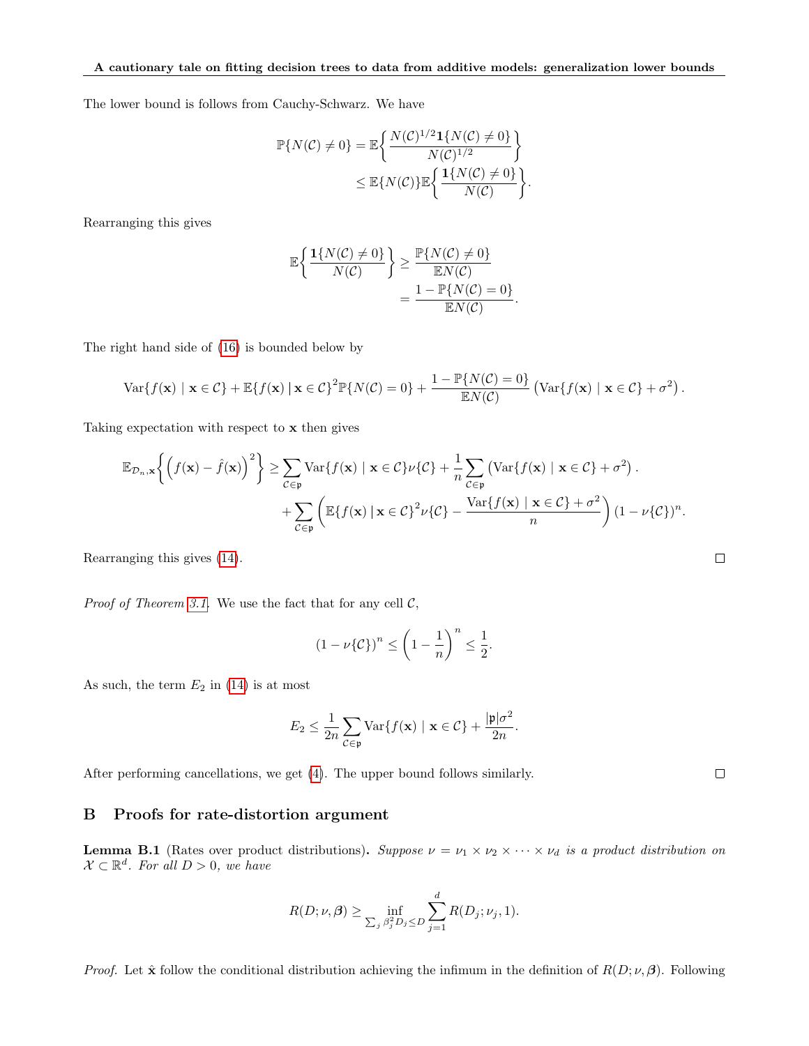The lower bound is follows from Cauchy-Schwarz. We have

$$
\begin{aligned}
\mathbb{P}\{N(\mathcal{C}) \neq 0\} &= \mathbb{E}\left\{ \frac{N(\mathcal{C})^{1/2}\mathbf{1}\{N(\mathcal{C}) \neq 0\}}{N(\mathcal{C})^{1/2}} \right\} \\
&\leq \mathbb{E}\{N(\mathcal{C})\}\mathbb{E}\left\{ \frac{\mathbf{1}\{N(\mathcal{C}) \neq 0\}}{N(\mathcal{C})} \right\}.
\end{aligned}
$$

Rearranging this gives

$$
\begin{aligned}
\mathbb{E}\left\{ \frac{\mathbf{1}\{N(\mathcal{C}) \neq 0\}}{N(\mathcal{C})} \right\} &\geq \frac{\mathbb{P}\{N(\mathcal{C}) \neq 0\}}{\mathbb{E}N(\mathcal{C})} \\
&= \frac{1 - \mathbb{P}\{N(\mathcal{C}) = 0\}}{\mathbb{E}N(\mathcal{C})}.
\end{aligned}
$$

The right hand side of (16) is bounded below by

$$
\mathrm{Var}\{f(\mathbf{x}) \mid \mathbf{x} \in \mathcal{C}\} + \mathbb{E}\{f(\mathbf{x}) \,|\, \mathbf{x} \in \mathcal{C}\}^2 \mathbb{P}\{N(\mathcal{C}) = 0\} + \frac{1 - \mathbb{P}\{N(\mathcal{C}) = 0\}}{\mathbb{E}N(\mathcal{C})}\left( \mathrm{Var}\{f(\mathbf{x}) \mid \mathbf{x} \in \mathcal{C}\} + \sigma^2 \right).
$$

Taking expectation with respect to $\mathbf{x}$ then gives

$$
\begin{aligned}
\mathbb{E}_{\mathcal{D}_n,\mathbf{x}}\left\{ \left( f(\mathbf{x}) - \hat{f}(\mathbf{x}) \right)^2 \right\} \geq& \sum_{\mathcal{C}\in\mathfrak{p}} \mathrm{Var}\{f(\mathbf{x}) \mid \mathbf{x} \in \mathcal{C}\}\nu\{\mathcal{C}\} + \frac{1}{n}\sum_{\mathcal{C}\in\mathfrak{p}}\left( \mathrm{Var}\{f(\mathbf{x}) \mid \mathbf{x} \in \mathcal{C}\} + \sigma^2 \right). \\
&+ \sum_{\mathcal{C}\in\mathfrak{p}}\left( \mathbb{E}\{f(\mathbf{x}) \,|\, \mathbf{x} \in \mathcal{C}\}^2\nu\{\mathcal{C}\} - \frac{\mathrm{Var}\{f(\mathbf{x}) \mid \mathbf{x} \in \mathcal{C}\} + \sigma^2}{n} \right)(1 - \nu\{\mathcal{C}\})^n.
\end{aligned}
$$

Rearranging this gives (14). □

*Proof of Theorem 3.1.* We use the fact that for any cell $\mathcal{C}$,

$$
(1 - \nu\{\mathcal{C}\})^n \leq \left(1 - \frac{1}{n}\right)^n \leq \frac{1}{2}.
$$

As such, the term $E_2$ in (14) is at most

$$
E_2 \leq \frac{1}{2n}\sum_{\mathcal{C}\in\mathfrak{p}} \mathrm{Var}\{f(\mathbf{x}) \mid \mathbf{x} \in \mathcal{C}\} + \frac{|\mathfrak{p}|\sigma^2}{2n}.
$$

After performing cancellations, we get (4). The upper bound follows similarly. □

## B Proofs for rate-distortion argument

**Lemma B.1** (Rates over product distributions)**.** *Suppose $\nu = \nu_1 \times \nu_2 \times \cdots \times \nu_d$ is a product distribution on $\mathcal{X} \subset \mathbb{R}^d$. For all $D > 0$, we have*

$$
R(D; \nu, \boldsymbol{\beta}) \geq \inf_{\sum_j \beta_j^2 D_j \leq D} \sum_{j=1}^{d} R(D_j; \nu_j, 1).
$$

*Proof.* Let $\hat{\mathbf{x}}$ follow the conditional distribution achieving the infimum in the definition of $R(D; \nu, \boldsymbol{\beta})$. Following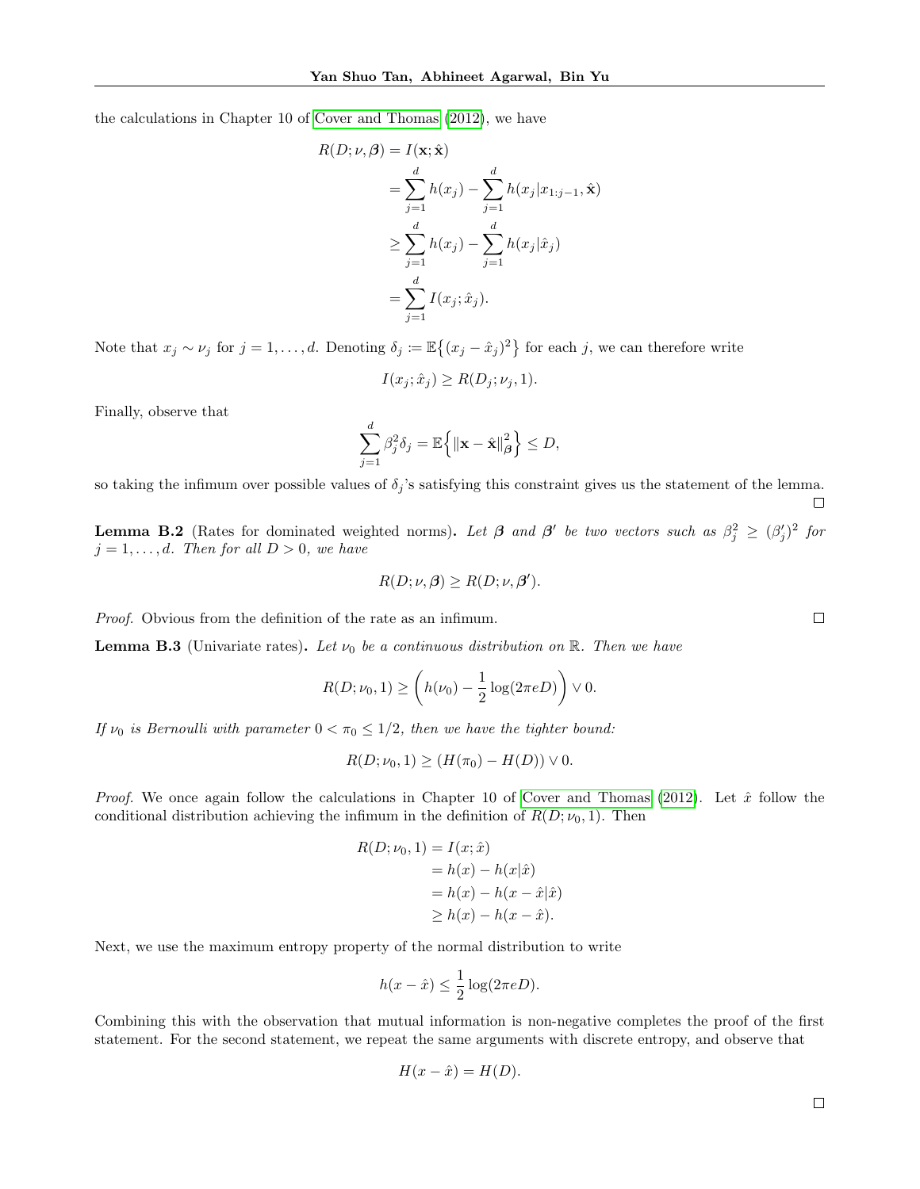the calculations in Chapter 10 of Cover and Thomas (2012), we have

$$
\begin{aligned}
R(D;\nu,\boldsymbol{\beta}) &= I(\mathbf{x};\hat{\mathbf{x}}) \\
&= \sum_{j=1}^{d} h(x_j) - \sum_{j=1}^{d} h(x_j|x_{1:j-1},\hat{\mathbf{x}}) \\
&\geq \sum_{j=1}^{d} h(x_j) - \sum_{j=1}^{d} h(x_j|\hat{x}_j) \\
&= \sum_{j=1}^{d} I(x_j;\hat{x}_j).
\end{aligned}
$$

Note that $x_j \sim \nu_j$ for $j = 1,\ldots,d$. Denoting $\delta_j := \mathbb{E}\{(x_j - \hat{x}_j)^2\}$ for each $j$, we can therefore write

$$
I(x_j;\hat{x}_j) \geq R(D_j;\nu_j,1).
$$

Finally, observe that

$$
\sum_{j=1}^{d} \beta_j^2 \delta_j = \mathbb{E}\left\{\|\mathbf{x}-\hat{\mathbf{x}}\|_{\boldsymbol{\beta}}^2\right\} \leq D,
$$

so taking the infimum over possible values of $\delta_j$'s satisfying this constraint gives us the statement of the lemma. ∎

**Lemma B.2** (Rates for dominated weighted norms)**.** *Let $\boldsymbol{\beta}$ and $\boldsymbol{\beta}'$ be two vectors such as $\beta_j^2 \geq (\beta_j')^2$ for $j = 1,\ldots,d$. Then for all $D > 0$, we have*

$$
R(D;\nu,\boldsymbol{\beta}) \geq R(D;\nu,\boldsymbol{\beta}').
$$

*Proof.* Obvious from the definition of the rate as an infimum. ∎

**Lemma B.3** (Univariate rates)**.** *Let $\nu_0$ be a continuous distribution on $\mathbb{R}$. Then we have*

$$
R(D;\nu_0,1) \geq \left(h(\nu_0) - \frac{1}{2}\log(2\pi e D)\right) \vee 0.
$$

*If $\nu_0$ is Bernoulli with parameter $0 < \pi_0 \leq 1/2$, then we have the tighter bound:*

$$
R(D;\nu_0,1) \geq (H(\pi_0) - H(D)) \vee 0.
$$

*Proof.* We once again follow the calculations in Chapter 10 of Cover and Thomas (2012). Let $\hat{x}$ follow the conditional distribution achieving the infimum in the definition of $R(D;\nu_0,1)$. Then

$$
\begin{aligned}
R(D;\nu_0,1) &= I(x;\hat{x}) \\
&= h(x) - h(x|\hat{x}) \\
&= h(x) - h(x-\hat{x}|\hat{x}) \\
&\geq h(x) - h(x-\hat{x}).
\end{aligned}
$$

Next, we use the maximum entropy property of the normal distribution to write

$$
h(x-\hat{x}) \leq \frac{1}{2}\log(2\pi e D).
$$

Combining this with the observation that mutual information is non-negative completes the proof of the first statement. For the second statement, we repeat the same arguments with discrete entropy, and observe that

$$
H(x-\hat{x}) = H(D).
$$

∎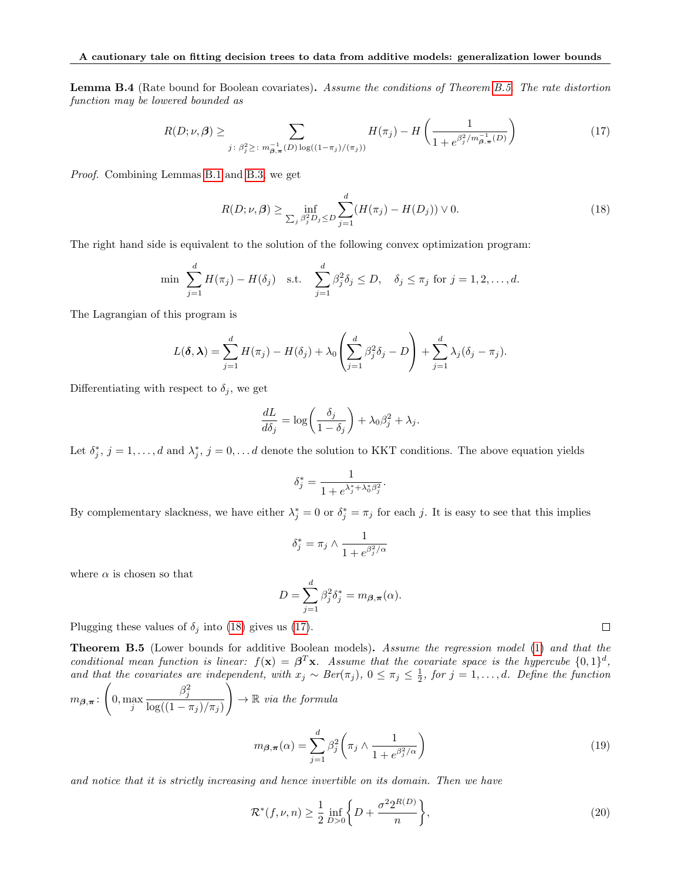**Lemma B.4** (Rate bound for Boolean covariates)**.** *Assume the conditions of Theorem B.5. The rate distortion function may be lowered bounded as*

$$R(D;\nu,\boldsymbol{\beta}) \geq \sum_{j\colon \beta_j^2 \geq\colon m_{\boldsymbol{\beta},\boldsymbol{\pi}}^{-1}(D)\log((1-\pi_j)/(\pi_j))} H(\pi_j) - H\left(\frac{1}{1+e^{\beta_j^2/m_{\boldsymbol{\beta},\boldsymbol{\pi}}^{-1}(D)}}\right) \tag{17}$$

*Proof.* Combining Lemmas B.1 and B.3, we get

$$R(D;\nu,\boldsymbol{\beta}) \geq \inf_{\sum_j \beta_j^2 D_j \leq D} \sum_{j=1}^d (H(\pi_j) - H(D_j)) \vee 0. \tag{18}$$

The right hand side is equivalent to the solution of the following convex optimization program:

$$\min \ \sum_{j=1}^d H(\pi_j) - H(\delta_j) \quad \text{s.t.} \quad \sum_{j=1}^d \beta_j^2 \delta_j \leq D, \quad \delta_j \leq \pi_j \text{ for } j = 1,2,\ldots,d.$$

The Lagrangian of this program is

$$L(\boldsymbol{\delta},\boldsymbol{\lambda}) = \sum_{j=1}^d H(\pi_j) - H(\delta_j) + \lambda_0\left(\sum_{j=1}^d \beta_j^2\delta_j - D\right) + \sum_{j=1}^d \lambda_j(\delta_j - \pi_j).$$

Differentiating with respect to $\delta_j$, we get

$$\frac{dL}{d\delta_j} = \log\left(\frac{\delta_j}{1-\delta_j}\right) + \lambda_0\beta_j^2 + \lambda_j.$$

Let $\delta_j^*$, $j = 1,\ldots,d$ and $\lambda_j^*$, $j = 0,\ldots d$ denote the solution to KKT conditions. The above equation yields

$$\delta_j^* = \frac{1}{1+e^{\lambda_j^* + \lambda_0^*\beta_j^2}}.$$

By complementary slackness, we have either $\lambda_j^* = 0$ or $\delta_j^* = \pi_j$ for each $j$. It is easy to see that this implies

$$\delta_j^* = \pi_j \wedge \frac{1}{1+e^{\beta_j^2/\alpha}}$$

where $\alpha$ is chosen so that

$$D = \sum_{j=1}^d \beta_j^2\delta_j^* = m_{\boldsymbol{\beta},\boldsymbol{\pi}}(\alpha).$$

Plugging these values of $\delta_j$ into (18) gives us (17). ∎

**Theorem B.5** (Lower bounds for additive Boolean models)**.** *Assume the regression model (1) and that the conditional mean function is linear: $f(\mathbf{x}) = \boldsymbol{\beta}^T\mathbf{x}$. Assume that the covariate space is the hypercube $\{0,1\}^d$, and that the covariates are independent, with $x_j \sim Ber(\pi_j)$, $0 \leq \pi_j \leq \frac{1}{2}$, for $j = 1,\ldots,d$. Define the function $m_{\boldsymbol{\beta},\boldsymbol{\pi}}\colon \left(0, \max_j \frac{\beta_j^2}{\log((1-\pi_j)/\pi_j)}\right) \to \mathbb{R}$ via the formula*

$$m_{\boldsymbol{\beta},\boldsymbol{\pi}}(\alpha) = \sum_{j=1}^d \beta_j^2\left(\pi_j \wedge \frac{1}{1+e^{\beta_j^2/\alpha}}\right) \tag{19}$$

*and notice that it is strictly increasing and hence invertible on its domain. Then we have*

$$\mathcal{R}^*(f,\nu,n) \geq \frac{1}{2}\inf_{D>0}\left\{D + \frac{\sigma^2 2^{R(D)}}{n}\right\}, \tag{20}$$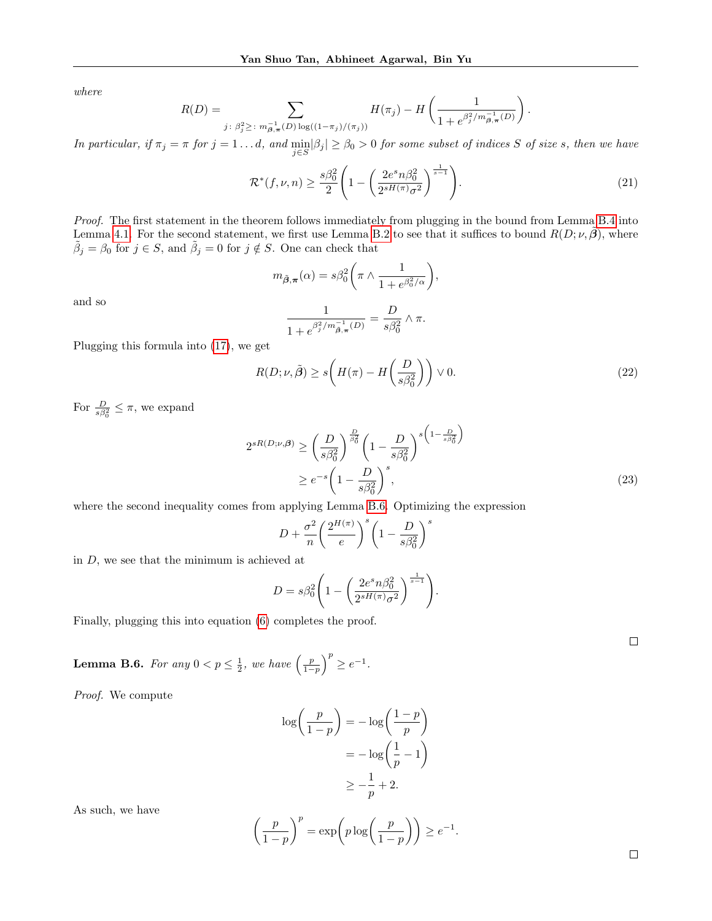*where*

$$R(D) = \sum_{j:\, \beta_j^2 \geq:\, m^{-1}_{\boldsymbol{\beta},\boldsymbol{\pi}}(D) \log((1-\pi_j)/(\pi_j))} H(\pi_j) - H\left(\frac{1}{1+e^{\beta_j^2/m^{-1}_{\boldsymbol{\beta},\boldsymbol{\pi}}(D)}}\right).$$

*In particular, if $\pi_j = \pi$ for $j = 1 \ldots d$, and $\min_{j \in S} |\beta_j| \geq \beta_0 > 0$ for some subset of indices $S$ of size $s$, then we have*

$$\mathcal{R}^*(f, \nu, n) \geq \frac{s\beta_0^2}{2}\left(1 - \left(\frac{2e^s n \beta_0^2}{2^{sH(\pi)}\sigma^2}\right)^{\frac{1}{s-1}}\right). \tag{21}$$

*Proof.* The first statement in the theorem follows immediately from plugging in the bound from Lemma B.4 into Lemma 4.1. For the second statement, we first use Lemma B.2 to see that it suffices to bound $R(D; \nu, \tilde{\boldsymbol{\beta}})$, where $\tilde{\beta}_j = \beta_0$ for $j \in S$, and $\tilde{\beta}_j = 0$ for $j \notin S$. One can check that

$$m_{\tilde{\boldsymbol{\beta}},\boldsymbol{\pi}}(\alpha) = s\beta_0^2\left(\pi \wedge \frac{1}{1+e^{\beta_0^2/\alpha}}\right),$$

and so

$$\frac{1}{1+e^{\beta_j^2/m^{-1}_{\tilde{\boldsymbol{\beta}},\boldsymbol{\pi}}(D)}} = \frac{D}{s\beta_0^2} \wedge \pi.$$

Plugging this formula into (17), we get

$$R(D; \nu, \tilde{\boldsymbol{\beta}}) \geq s\left(H(\pi) - H\left(\frac{D}{s\beta_0^2}\right)\right) \vee 0. \tag{22}$$

For $\frac{D}{s\beta_0^2} \leq \pi$, we expand

$$\begin{aligned}
2^{sR(D;\nu,\boldsymbol{\beta})} &\geq \left(\frac{D}{s\beta_0^2}\right)^{\frac{D}{\beta_0^2}} \left(1 - \frac{D}{s\beta_0^2}\right)^{s\left(1-\frac{D}{s\beta_0^2}\right)} \\
&\geq e^{-s}\left(1 - \frac{D}{s\beta_0^2}\right)^s,
\end{aligned} \tag{23}$$

where the second inequality comes from applying Lemma B.6. Optimizing the expression

$$D + \frac{\sigma^2}{n}\left(\frac{2^{H(\pi)}}{e}\right)^s \left(1 - \frac{D}{s\beta_0^2}\right)^s$$

in $D$, we see that the minimum is achieved at

$$D = s\beta_0^2\left(1 - \left(\frac{2e^s n\beta_0^2}{2^{sH(\pi)}\sigma^2}\right)^{\frac{1}{s-1}}\right).$$

Finally, plugging this into equation (6) completes the proof.

□

**Lemma B.6.** *For any $0 < p \leq \frac{1}{2}$, we have $\left(\frac{p}{1-p}\right)^p \geq e^{-1}$.*

*Proof.* We compute

$$\begin{aligned}
\log\left(\frac{p}{1-p}\right) &= -\log\left(\frac{1-p}{p}\right) \\
&= -\log\left(\frac{1}{p} - 1\right) \\
&\geq -\frac{1}{p} + 2.
\end{aligned}$$

As such, we have

$$\left(\frac{p}{1-p}\right)^p = \exp\left(p \log\left(\frac{p}{1-p}\right)\right) \geq e^{-1}.$$

□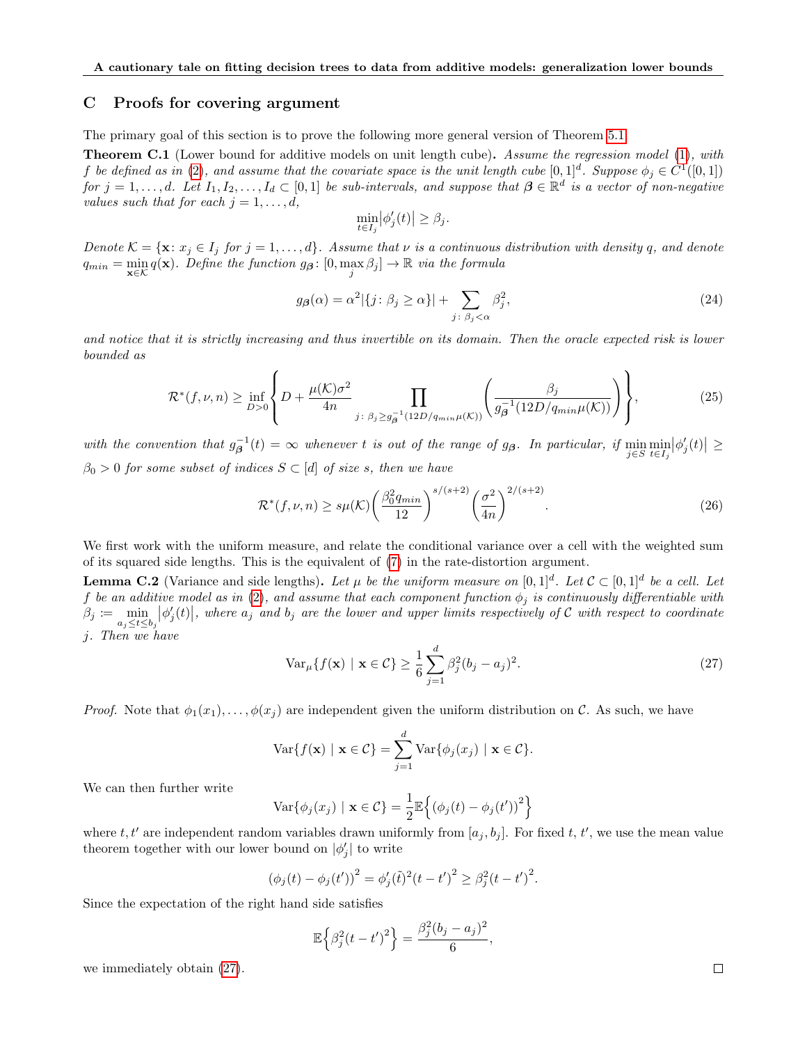## C Proofs for covering argument

The primary goal of this section is to prove the following more general version of Theorem 5.1.

**Theorem C.1** (Lower bound for additive models on unit length cube)**.** *Assume the regression model (1), with $f$ be defined as in (2), and assume that the covariate space is the unit length cube $[0,1]^d$. Suppose $\phi_j \in C^1([0,1])$ for $j = 1, \ldots, d$. Let $I_1, I_2, \ldots, I_d \subset [0,1]$ be sub-intervals, and suppose that $\boldsymbol{\beta} \in \mathbb{R}^d$ is a vector of non-negative values such that for each $j = 1, \ldots, d$,*

$$\min_{t \in I_j} \left|\phi_j'(t)\right| \geq \beta_j.$$

*Denote $\mathcal{K} = \{\mathbf{x} \colon x_j \in I_j \text{ for } j = 1, \ldots, d\}$. Assume that $\nu$ is a continuous distribution with density $q$, and denote $q_{min} = \min_{\mathbf{x} \in \mathcal{K}} q(\mathbf{x})$. Define the function $g_{\boldsymbol{\beta}} \colon [0, \max_j \beta_j] \to \mathbb{R}$ via the formula*

$$g_{\boldsymbol{\beta}}(\alpha) = \alpha^2 |\{j \colon \beta_j \geq \alpha\}| + \sum_{j \colon \beta_j < \alpha} \beta_j^2, \tag{24}$$

*and notice that it is strictly increasing and thus invertible on its domain. Then the oracle expected risk is lower bounded as*

$$\mathcal{R}^*(f, \nu, n) \geq \inf_{D > 0} \left\{ D + \frac{\mu(\mathcal{K})\sigma^2}{4n} \prod_{j \colon \beta_j \geq g_{\boldsymbol{\beta}}^{-1}(12D/q_{min}\mu(\mathcal{K}))} \left( \frac{\beta_j}{g_{\boldsymbol{\beta}}^{-1}(12D/q_{min}\mu(\mathcal{K}))} \right) \right\}, \tag{25}$$

*with the convention that $g_{\boldsymbol{\beta}}^{-1}(t) = \infty$ whenever $t$ is out of the range of $g_{\boldsymbol{\beta}}$. In particular, if $\min_{j \in S} \min_{t \in I_j} \left|\phi_j'(t)\right| \geq \beta_0 > 0$ for some subset of indices $S \subset [d]$ of size $s$, then we have*

$$\mathcal{R}^*(f, \nu, n) \geq s\mu(\mathcal{K}) \left( \frac{\beta_0^2 q_{min}}{12} \right)^{s/(s+2)} \left( \frac{\sigma^2}{4n} \right)^{2/(s+2)}. \tag{26}$$

We first work with the uniform measure, and relate the conditional variance over a cell with the weighted sum of its squared side lengths. This is the equivalent of (7) in the rate-distortion argument.

**Lemma C.2** (Variance and side lengths)**.** *Let $\mu$ be the uniform measure on $[0,1]^d$. Let $\mathcal{C} \subset [0,1]^d$ be a cell. Let $f$ be an additive model as in (2), and assume that each component function $\phi_j$ is continuously differentiable with $\beta_j := \min_{a_j \leq t \leq b_j} \left|\phi_j'(t)\right|$, where $a_j$ and $b_j$ are the lower and upper limits respectively of $\mathcal{C}$ with respect to coordinate $j$. Then we have*

$$\mathrm{Var}_\mu\{f(\mathbf{x}) \mid \mathbf{x} \in \mathcal{C}\} \geq \frac{1}{6} \sum_{j=1}^d \beta_j^2 (b_j - a_j)^2. \tag{27}$$

*Proof.* Note that $\phi_1(x_1), \ldots, \phi(x_j)$ are independent given the uniform distribution on $\mathcal{C}$. As such, we have

$$\mathrm{Var}\{f(\mathbf{x}) \mid \mathbf{x} \in \mathcal{C}\} = \sum_{j=1}^d \mathrm{Var}\{\phi_j(x_j) \mid \mathbf{x} \in \mathcal{C}\}.$$

We can then further write

$$\mathrm{Var}\{\phi_j(x_j) \mid \mathbf{x} \in \mathcal{C}\} = \frac{1}{2} \mathbb{E}\left\{ \left(\phi_j(t) - \phi_j(t')\right)^2 \right\}$$

where $t, t'$ are independent random variables drawn uniformly from $[a_j, b_j]$. For fixed $t$, $t'$, we use the mean value theorem together with our lower bound on $|\phi_j'|$ to write

$$\left(\phi_j(t) - \phi_j(t')\right)^2 = \phi_j'(\tilde{t})^2 \left(t - t'\right)^2 \geq \beta_j^2 \left(t - t'\right)^2.$$

Since the expectation of the right hand side satisfies

$$\mathbb{E}\left\{ \beta_j^2 \left(t - t'\right)^2 \right\} = \frac{\beta_j^2 (b_j - a_j)^2}{6},$$

we immediately obtain (27). ∎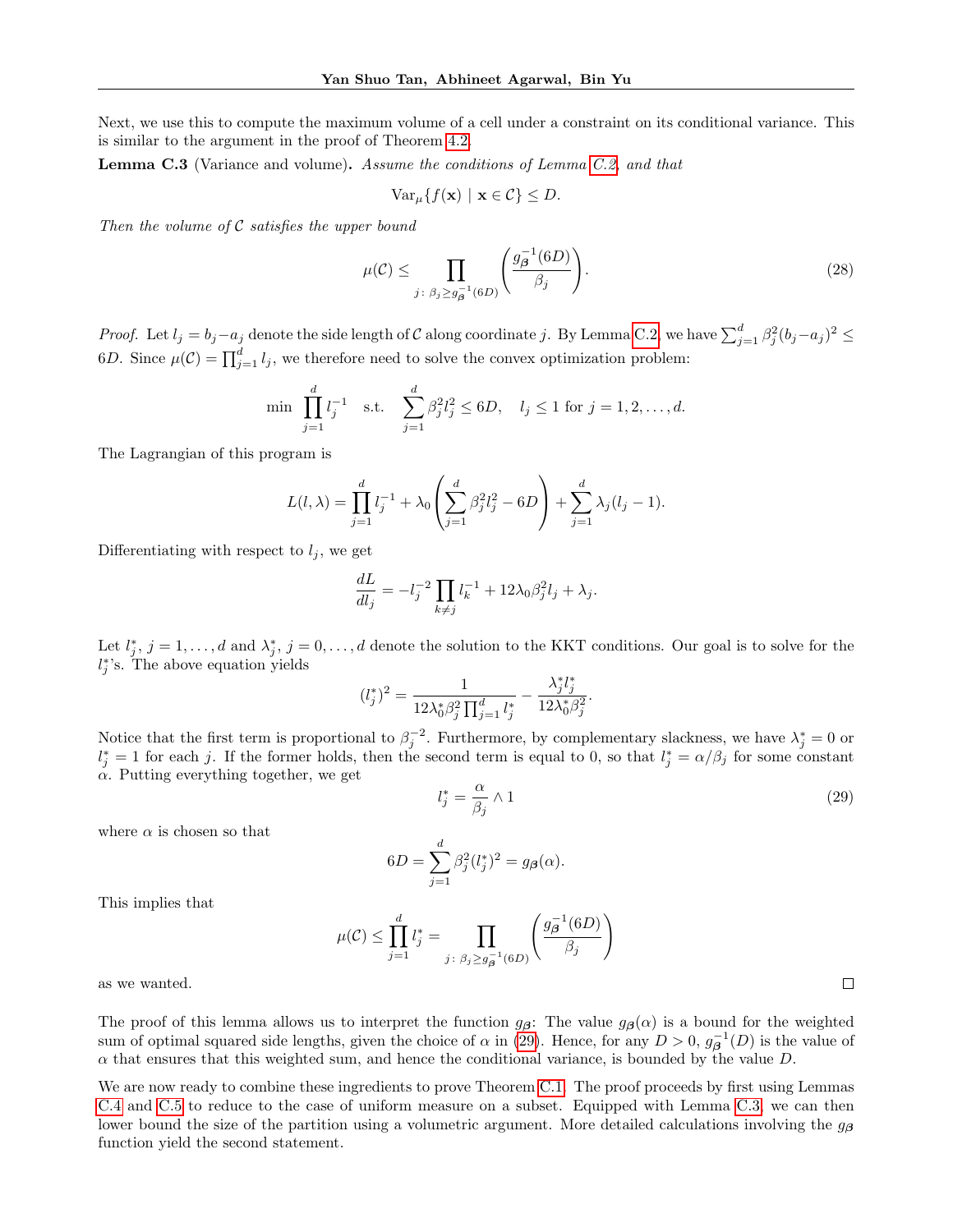Next, we use this to compute the maximum volume of a cell under a constraint on its conditional variance. This is similar to the argument in the proof of Theorem 4.2.

**Lemma C.3** (Variance and volume)**.** *Assume the conditions of Lemma C.2, and that*

$$\mathrm{Var}_\mu\{f(\mathbf{x}) \mid \mathbf{x} \in \mathcal{C}\} \leq D.$$

*Then the volume of $\mathcal{C}$ satisfies the upper bound*

$$\mu(\mathcal{C}) \leq \prod_{j\colon \beta_j \geq g_{\boldsymbol{\beta}}^{-1}(6D)} \left( \frac{g_{\boldsymbol{\beta}}^{-1}(6D)}{\beta_j} \right). \tag{28}$$

*Proof.* Let $l_j = b_j - a_j$ denote the side length of $\mathcal{C}$ along coordinate $j$. By Lemma C.2, we have $\sum_{j=1}^d \beta_j^2 (b_j - a_j)^2 \leq 6D$. Since $\mu(\mathcal{C}) = \prod_{j=1}^d l_j$, we therefore need to solve the convex optimization problem:

$$\min \prod_{j=1}^d l_j^{-1} \quad \text{s.t.} \quad \sum_{j=1}^d \beta_j^2 l_j^2 \leq 6D, \quad l_j \leq 1 \text{ for } j = 1, 2, \ldots, d.$$

The Lagrangian of this program is

$$L(l, \lambda) = \prod_{j=1}^d l_j^{-1} + \lambda_0 \left( \sum_{j=1}^d \beta_j^2 l_j^2 - 6D \right) + \sum_{j=1}^d \lambda_j (l_j - 1).$$

Differentiating with respect to $l_j$, we get

$$\frac{dL}{dl_j} = -l_j^{-2} \prod_{k \neq j} l_k^{-1} + 12\lambda_0 \beta_j^2 l_j + \lambda_j.$$

Let $l_j^*$, $j = 1, \ldots, d$ and $\lambda_j^*$, $j = 0, \ldots, d$ denote the solution to the KKT conditions. Our goal is to solve for the $l_j^*$'s. The above equation yields

$$(l_j^*)^2 = \frac{1}{12\lambda_0^* \beta_j^2 \prod_{j=1}^d l_j^*} - \frac{\lambda_j^* l_j^*}{12\lambda_0^* \beta_j^2}.$$

Notice that the first term is proportional to $\beta_j^{-2}$. Furthermore, by complementary slackness, we have $\lambda_j^* = 0$ or $l_j^* = 1$ for each $j$. If the former holds, then the second term is equal to 0, so that $l_j^* = \alpha/\beta_j$ for some constant $\alpha$. Putting everything together, we get

$$l_j^* = \frac{\alpha}{\beta_j} \wedge 1 \tag{29}$$

where $\alpha$ is chosen so that

$$6D = \sum_{j=1}^d \beta_j^2 (l_j^*)^2 = g_{\boldsymbol{\beta}}(\alpha).$$

This implies that

$$\mu(\mathcal{C}) \leq \prod_{j=1}^d l_j^* = \prod_{j\colon \beta_j \geq g_{\boldsymbol{\beta}}^{-1}(6D)} \left( \frac{g_{\boldsymbol{\beta}}^{-1}(6D)}{\beta_j} \right)$$

as we wanted. ∎

The proof of this lemma allows us to interpret the function $g_{\boldsymbol{\beta}}$: The value $g_{\boldsymbol{\beta}}(\alpha)$ is a bound for the weighted sum of optimal squared side lengths, given the choice of $\alpha$ in (29). Hence, for any $D > 0$, $g_{\boldsymbol{\beta}}^{-1}(D)$ is the value of $\alpha$ that ensures that this weighted sum, and hence the conditional variance, is bounded by the value $D$.

We are now ready to combine these ingredients to prove Theorem C.1. The proof proceeds by first using Lemmas C.4 and C.5 to reduce to the case of uniform measure on a subset. Equipped with Lemma C.3, we can then lower bound the size of the partition using a volumetric argument. More detailed calculations involving the $g_{\boldsymbol{\beta}}$ function yield the second statement.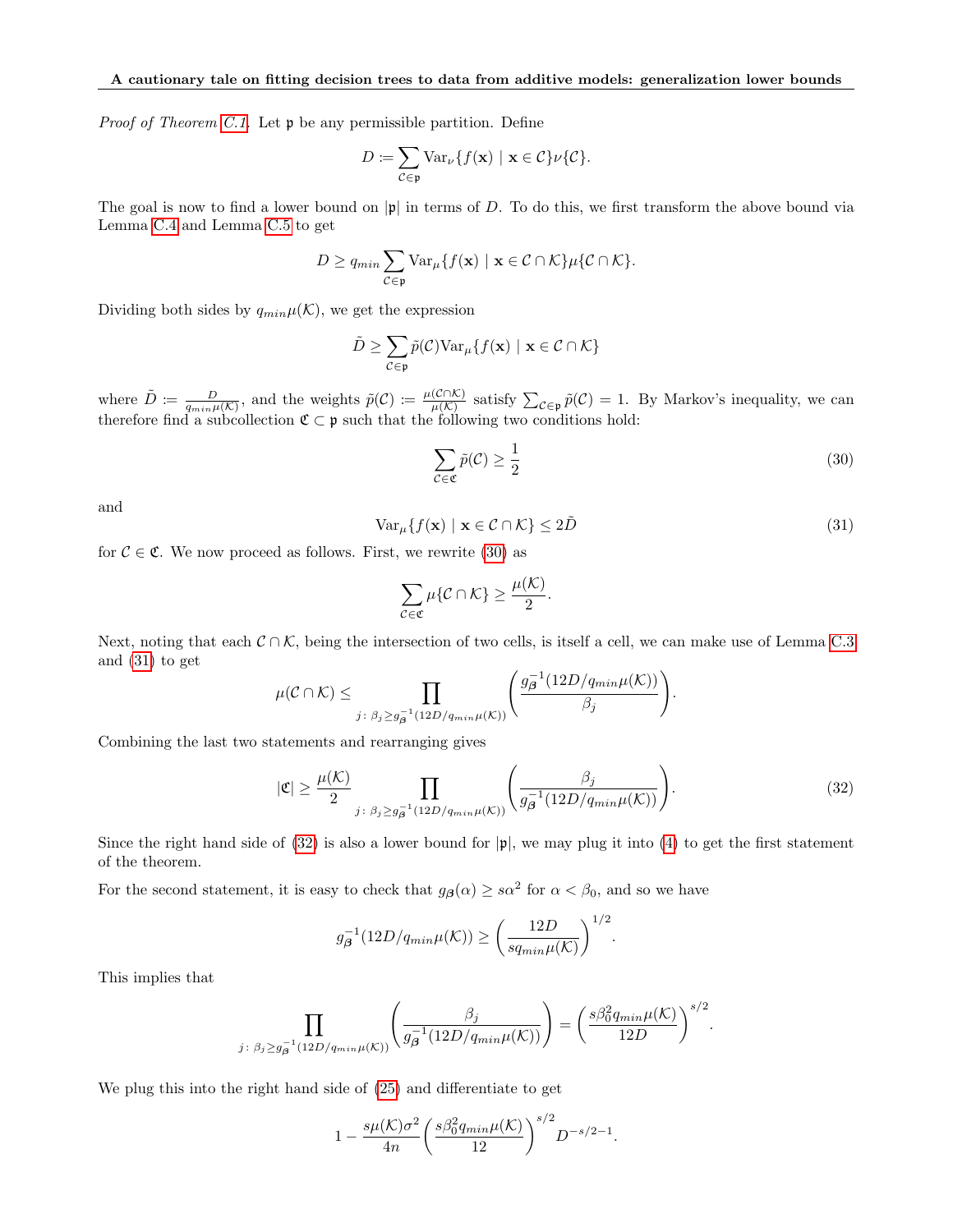*Proof of Theorem C.1.* Let $\mathfrak{p}$ be any permissible partition. Define

$$D := \sum_{\mathcal{C}\in\mathfrak{p}} \mathrm{Var}_{\nu}\{f(\mathbf{x}) \mid \mathbf{x}\in\mathcal{C}\}\nu\{\mathcal{C}\}.$$

The goal is now to find a lower bound on $|\mathfrak{p}|$ in terms of $D$. To do this, we first transform the above bound via Lemma C.4 and Lemma C.5 to get

$$D \geq q_{min}\sum_{\mathcal{C}\in\mathfrak{p}} \mathrm{Var}_{\mu}\{f(\mathbf{x}) \mid \mathbf{x}\in\mathcal{C}\cap\mathcal{K}\}\mu\{\mathcal{C}\cap\mathcal{K}\}.$$

Dividing both sides by $q_{min}\mu(\mathcal{K})$, we get the expression

$$\tilde{D} \geq \sum_{\mathcal{C}\in\mathfrak{p}} \tilde{p}(\mathcal{C})\mathrm{Var}_{\mu}\{f(\mathbf{x}) \mid \mathbf{x}\in\mathcal{C}\cap\mathcal{K}\}$$

where $\tilde{D} := \frac{D}{q_{min}\mu(\mathcal{K})}$, and the weights $\tilde{p}(\mathcal{C}) := \frac{\mu(\mathcal{C}\cap\mathcal{K})}{\mu(\mathcal{K})}$ satisfy $\sum_{\mathcal{C}\in\mathfrak{p}}\tilde{p}(\mathcal{C}) = 1$. By Markov's inequality, we can therefore find a subcollection $\mathfrak{C}\subset\mathfrak{p}$ such that the following two conditions hold:

$$\sum_{\mathcal{C}\in\mathfrak{C}}\tilde{p}(\mathcal{C}) \geq \frac{1}{2} \tag{30}$$

and

$$\mathrm{Var}_{\mu}\{f(\mathbf{x}) \mid \mathbf{x}\in\mathcal{C}\cap\mathcal{K}\} \leq 2\tilde{D} \tag{31}$$

for $\mathcal{C}\in\mathfrak{C}$. We now proceed as follows. First, we rewrite (30) as

$$\sum_{\mathcal{C}\in\mathfrak{C}}\mu\{\mathcal{C}\cap\mathcal{K}\} \geq \frac{\mu(\mathcal{K})}{2}.$$

Next, noting that each $\mathcal{C}\cap\mathcal{K}$, being the intersection of two cells, is itself a cell, we can make use of Lemma C.3 and (31) to get

$$\mu(\mathcal{C}\cap\mathcal{K}) \leq \prod_{j\colon \beta_j\geq g_{\boldsymbol{\beta}}^{-1}(12D/q_{min}\mu(\mathcal{K}))}\left(\frac{g_{\boldsymbol{\beta}}^{-1}(12D/q_{min}\mu(\mathcal{K}))}{\beta_j}\right).$$

Combining the last two statements and rearranging gives

$$|\mathfrak{C}| \geq \frac{\mu(\mathcal{K})}{2}\prod_{j\colon \beta_j\geq g_{\boldsymbol{\beta}}^{-1}(12D/q_{min}\mu(\mathcal{K}))}\left(\frac{\beta_j}{g_{\boldsymbol{\beta}}^{-1}(12D/q_{min}\mu(\mathcal{K}))}\right). \tag{32}$$

Since the right hand side of (32) is also a lower bound for $|\mathfrak{p}|$, we may plug it into (4) to get the first statement of the theorem.

For the second statement, it is easy to check that $g_{\boldsymbol{\beta}}(\alpha) \geq s\alpha^2$ for $\alpha < \beta_0$, and so we have

$$g_{\boldsymbol{\beta}}^{-1}(12D/q_{min}\mu(\mathcal{K})) \geq \left(\frac{12D}{sq_{min}\mu(\mathcal{K})}\right)^{1/2}.$$

This implies that

$$\prod_{j\colon \beta_j\geq g_{\boldsymbol{\beta}}^{-1}(12D/q_{min}\mu(\mathcal{K}))}\left(\frac{\beta_j}{g_{\boldsymbol{\beta}}^{-1}(12D/q_{min}\mu(\mathcal{K}))}\right) = \left(\frac{s\beta_0^2 q_{min}\mu(\mathcal{K})}{12D}\right)^{s/2}.$$

We plug this into the right hand side of (25) and differentiate to get

$$1 - \frac{s\mu(\mathcal{K})\sigma^2}{4n}\left(\frac{s\beta_0^2 q_{min}\mu(\mathcal{K})}{12}\right)^{s/2} D^{-s/2-1}.$$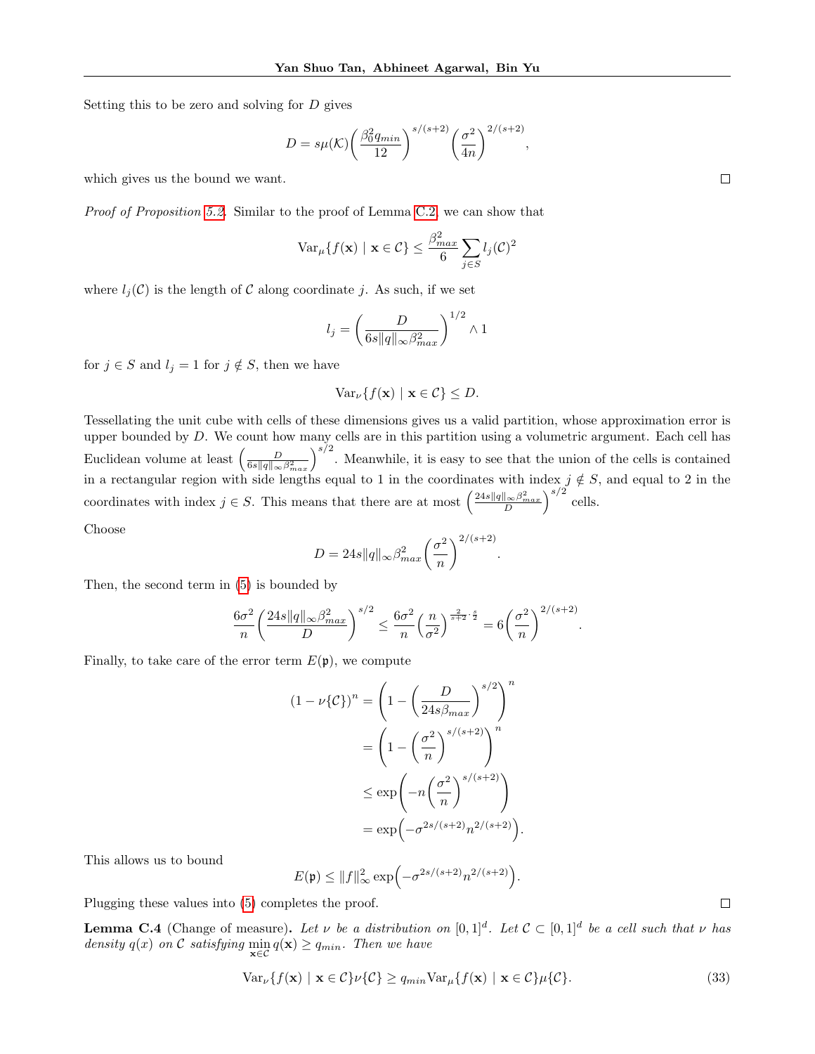Setting this to be zero and solving for $D$ gives

$$D = s\mu(\mathcal{K})\left(\frac{\beta_0^2 q_{min}}{12}\right)^{s/(s+2)}\left(\frac{\sigma^2}{4n}\right)^{2/(s+2)},$$

which gives us the bound we want. □

*Proof of Proposition 5.2.* Similar to the proof of Lemma C.2, we can show that

$$\mathrm{Var}_\mu\{f(\mathbf{x}) \mid \mathbf{x} \in \mathcal{C}\} \leq \frac{\beta_{max}^2}{6}\sum_{j\in S} l_j(\mathcal{C})^2$$

where $l_j(\mathcal{C})$ is the length of $\mathcal{C}$ along coordinate $j$. As such, if we set

$$l_j = \left(\frac{D}{6s\|q\|_\infty \beta_{max}^2}\right)^{1/2} \wedge 1$$

for $j \in S$ and $l_j = 1$ for $j \notin S$, then we have

$$\mathrm{Var}_\nu\{f(\mathbf{x}) \mid \mathbf{x} \in \mathcal{C}\} \leq D.$$

Tessellating the unit cube with cells of these dimensions gives us a valid partition, whose approximation error is upper bounded by $D$. We count how many cells are in this partition using a volumetric argument. Each cell has Euclidean volume at least $\left(\frac{D}{6s\|q\|_\infty \beta_{max}^2}\right)^{s/2}$. Meanwhile, it is easy to see that the union of the cells is contained in a rectangular region with side lengths equal to 1 in the coordinates with index $j \notin S$, and equal to 2 in the coordinates with index $j \in S$. This means that there are at most $\left(\frac{24s\|q\|_\infty \beta_{max}^2}{D}\right)^{s/2}$ cells.

Choose

$$D = 24s\|q\|_\infty \beta_{max}^2\left(\frac{\sigma^2}{n}\right)^{2/(s+2)}.$$

Then, the second term in (5) is bounded by

$$\frac{6\sigma^2}{n}\left(\frac{24s\|q\|_\infty \beta_{max}^2}{D}\right)^{s/2} \leq \frac{6\sigma^2}{n}\left(\frac{n}{\sigma^2}\right)^{\frac{2}{s+2}\cdot\frac{s}{2}} = 6\left(\frac{\sigma^2}{n}\right)^{2/(s+2)}.$$

Finally, to take care of the error term $E(\mathfrak{p})$, we compute

$$\begin{aligned}
(1-\nu\{\mathcal{C}\})^n &= \left(1 - \left(\frac{D}{24s\beta_{max}}\right)^{s/2}\right)^n \\
&= \left(1 - \left(\frac{\sigma^2}{n}\right)^{s/(s+2)}\right)^n \\
&\leq \exp\left(-n\left(\frac{\sigma^2}{n}\right)^{s/(s+2)}\right) \\
&= \exp\left(-\sigma^{2s/(s+2)} n^{2/(s+2)}\right).
\end{aligned}$$

This allows us to bound

$$E(\mathfrak{p}) \leq \|f\|_\infty^2 \exp\left(-\sigma^{2s/(s+2)} n^{2/(s+2)}\right).$$

Plugging these values into (5) completes the proof. □

**Lemma C.4** (Change of measure)**.** *Let $\nu$ be a distribution on $[0,1]^d$. Let $\mathcal{C} \subset [0,1]^d$ be a cell such that $\nu$ has density $q(x)$ on $\mathcal{C}$ satisfying $\min_{\mathbf{x}\in\mathcal{C}} q(\mathbf{x}) \geq q_{min}$. Then we have*

$$\mathrm{Var}_\nu\{f(\mathbf{x}) \mid \mathbf{x} \in \mathcal{C}\}\nu\{\mathcal{C}\} \geq q_{min}\mathrm{Var}_\mu\{f(\mathbf{x}) \mid \mathbf{x} \in \mathcal{C}\}\mu\{\mathcal{C}\}. \tag{33}$$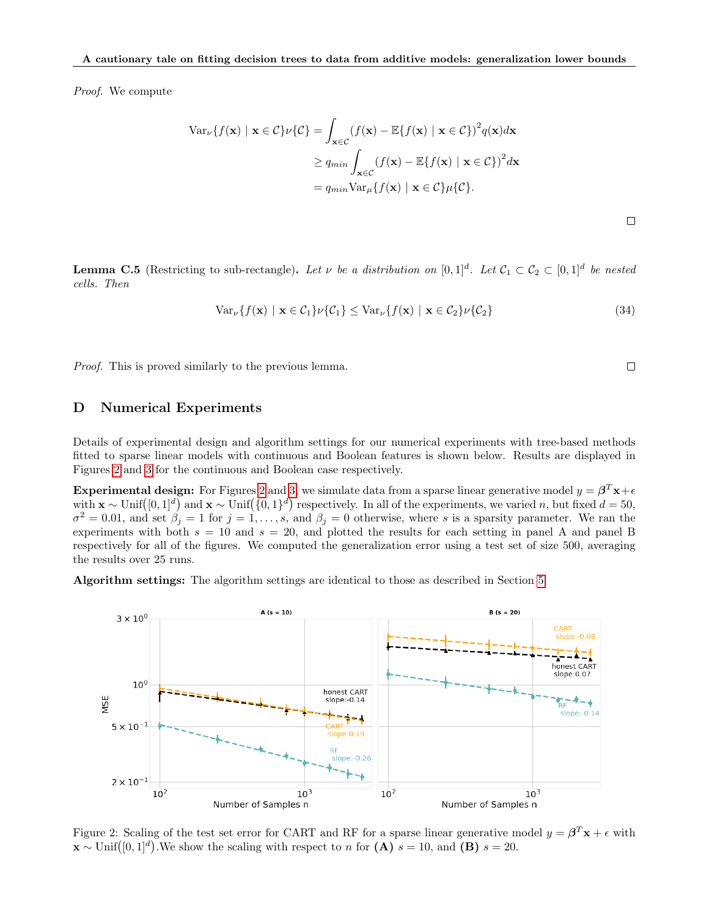*Proof.* We compute

$$
\begin{aligned}
\mathrm{Var}_\nu\{f(\mathbf{x}) \mid \mathbf{x} \in \mathcal{C}\}\nu\{\mathcal{C}\} &= \int_{\mathbf{x}\in\mathcal{C}} \left(f(\mathbf{x}) - \mathbb{E}\{f(\mathbf{x}) \mid \mathbf{x} \in \mathcal{C}\}\right)^2 q(\mathbf{x}) d\mathbf{x} \\
&\geq q_{min} \int_{\mathbf{x}\in\mathcal{C}} \left(f(\mathbf{x}) - \mathbb{E}\{f(\mathbf{x}) \mid \mathbf{x} \in \mathcal{C}\}\right)^2 d\mathbf{x} \\
&= q_{min} \mathrm{Var}_\mu\{f(\mathbf{x}) \mid \mathbf{x} \in \mathcal{C}\}\mu\{\mathcal{C}\}.
\end{aligned}
$$

□

**Lemma C.5** (Restricting to sub-rectangle)**.** *Let $\nu$ be a distribution on $[0,1]^d$. Let $\mathcal{C}_1 \subset \mathcal{C}_2 \subset [0,1]^d$ be nested cells. Then*

$$
\mathrm{Var}_\nu\{f(\mathbf{x}) \mid \mathbf{x} \in \mathcal{C}_1\}\nu\{\mathcal{C}_1\} \leq \mathrm{Var}_\nu\{f(\mathbf{x}) \mid \mathbf{x} \in \mathcal{C}_2\}\nu\{\mathcal{C}_2\} \tag{34}
$$

*Proof.* This is proved similarly to the previous lemma. □

# D Numerical Experiments

Details of experimental design and algorithm settings for our numerical experiments with tree-based methods fitted to sparse linear models with continuous and Boolean features is shown below. Results are displayed in Figures 2 and 3 for the continuous and Boolean case respectively.

**Experimental design:** For Figures 2 and 3, we simulate data from a sparse linear generative model $y = \boldsymbol{\beta}^T\mathbf{x} + \epsilon$ with $\mathbf{x} \sim \mathrm{Unif}([0,1]^d)$ and $\mathbf{x} \sim \mathrm{Unif}(\{0,1\}^d)$ respectively. In all of the experiments, we varied $n$, but fixed $d = 50$, $\sigma^2 = 0.01$, and set $\beta_j = 1$ for $j = 1, \ldots, s$, and $\beta_j = 0$ otherwise, where $s$ is a sparsity parameter. We ran the experiments with both $s = 10$ and $s = 20$, and plotted the results for each setting in panel A and panel B respectively for all of the figures. We computed the generalization error using a test set of size 500, averaging the results over 25 runs.

**Algorithm settings:** The algorithm settings are identical to those as described in Section 5.

Figure 2: Scaling of the test set error for CART and RF for a sparse linear generative model $y = \boldsymbol{\beta}^T\mathbf{x} + \epsilon$ with $\mathbf{x} \sim \mathrm{Unif}([0,1]^d)$.We show the scaling with respect to $n$ for **(A)** $s = 10$, and **(B)** $s = 20$.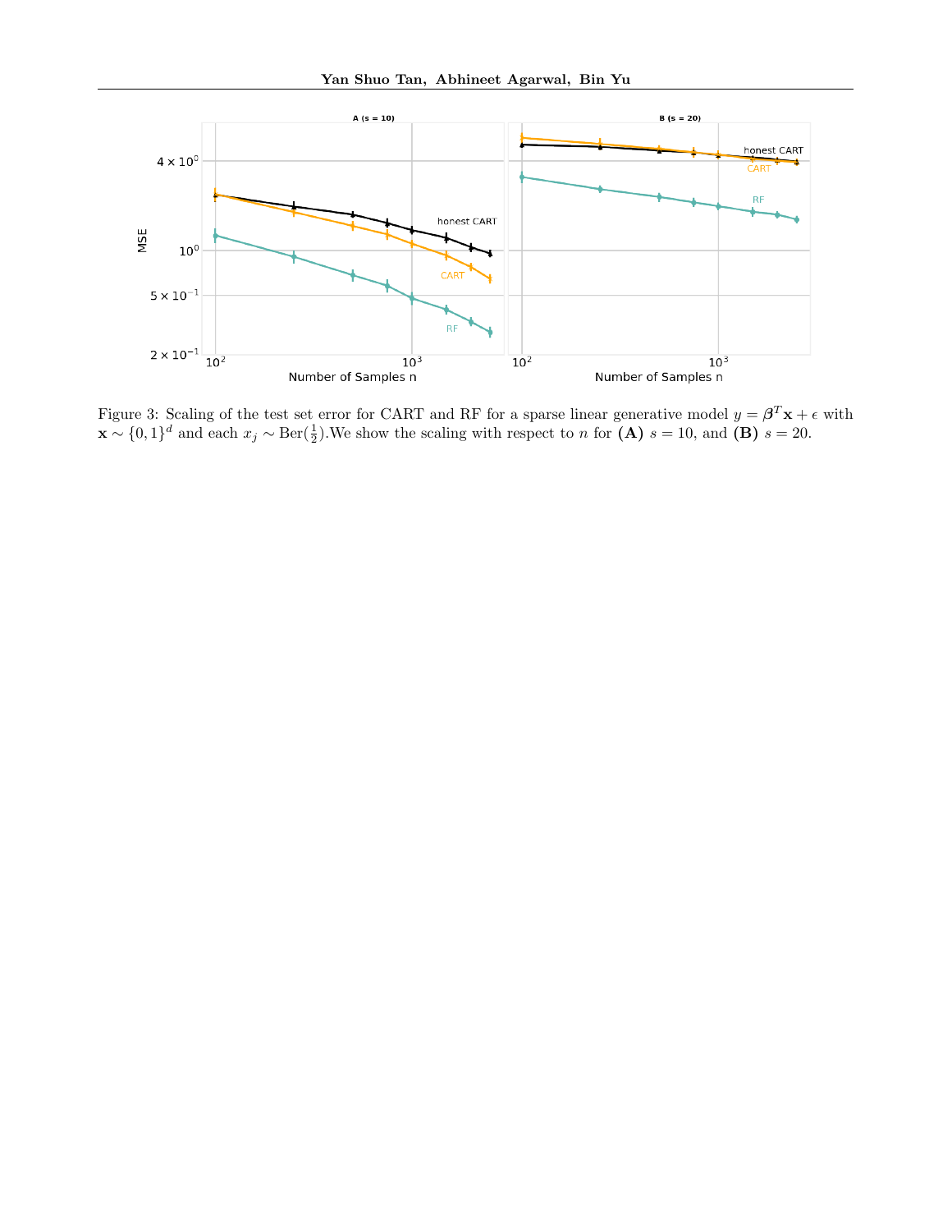A (s = 10)

B (s = 20)

MSE

$4 \times 10^0$

$10^0$

$5 \times 10^{-1}$

$2 \times 10^{-1}$

$10^2$

$10^3$

Number of Samples n

honest CART

CART

RF

Figure 3: Scaling of the test set error for CART and RF for a sparse linear generative model $y = \boldsymbol{\beta}^T \mathbf{x} + \epsilon$ with $\mathbf{x} \sim \{0, 1\}^d$ and each $x_j \sim \text{Ber}(\frac{1}{2})$.We show the scaling with respect to $n$ for **(A)** $s = 10$, and **(B)** $s = 20$.